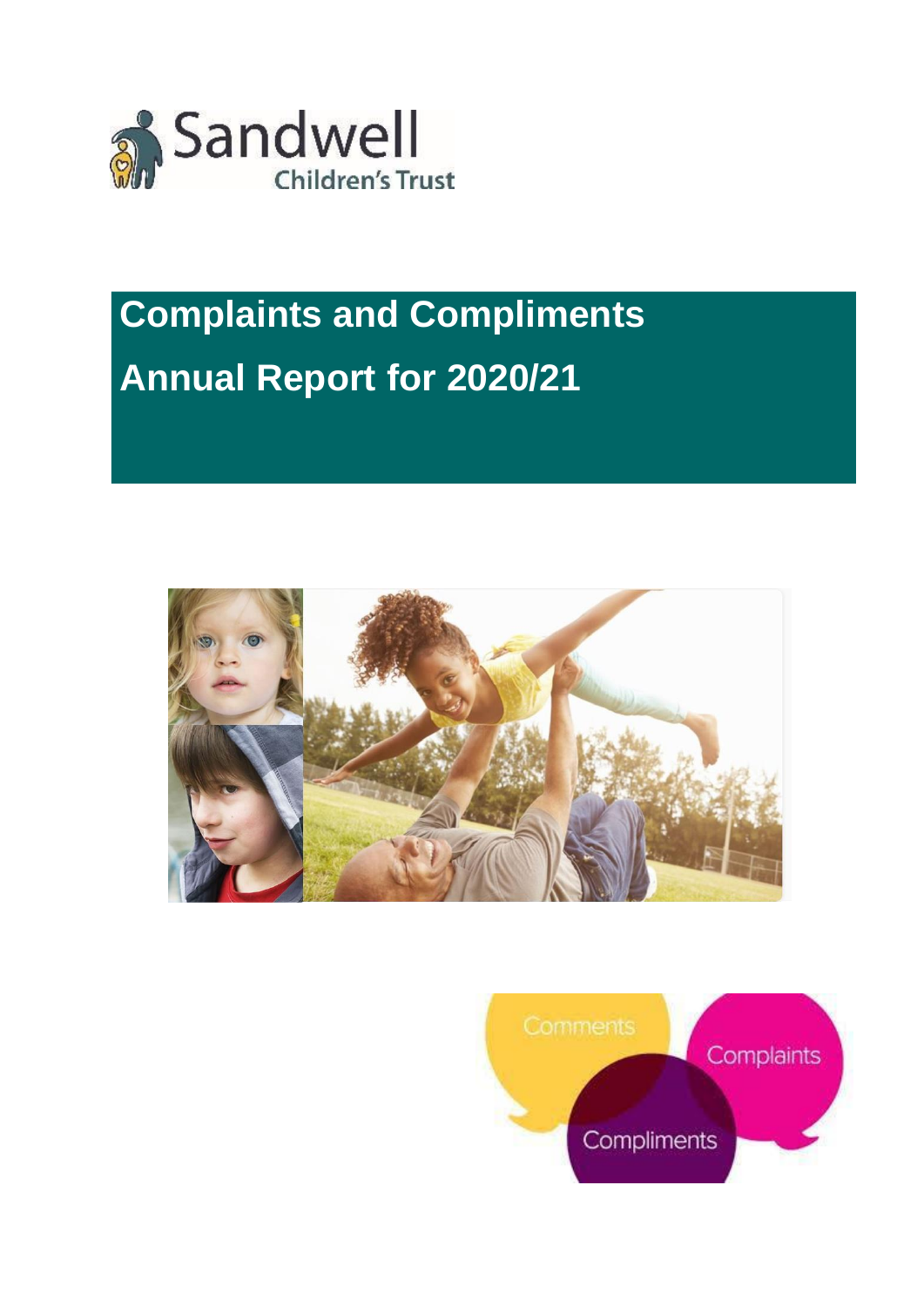Sandwell Children's Trust

# Complaints and Compliments

# Annual Report for 2020/21

Comments

Complaints

Compliments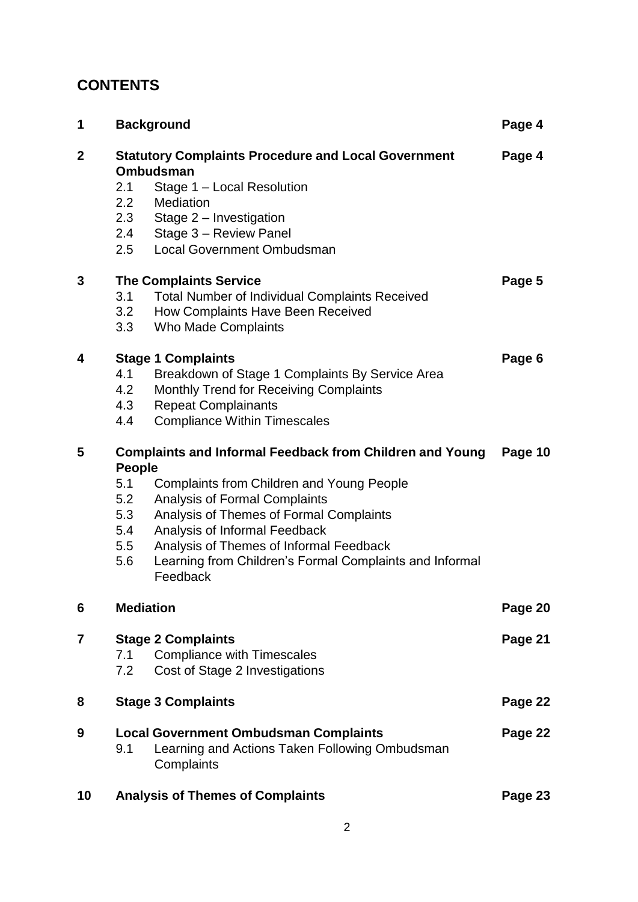# CONTENTS

| | | |
|---|---|---|
| **1** | **Background** | **Page 4** |
| **2** | **Statutory Complaints Procedure and Local Government Ombudsman** | **Page 4** |
| | 2.1 Stage 1 – Local Resolution | |
| | 2.2 Mediation | |
| | 2.3 Stage 2 – Investigation | |
| | 2.4 Stage 3 – Review Panel | |
| | 2.5 Local Government Ombudsman | |
| **3** | **The Complaints Service** | **Page 5** |
| | 3.1 Total Number of Individual Complaints Received | |
| | 3.2 How Complaints Have Been Received | |
| | 3.3 Who Made Complaints | |
| **4** | **Stage 1 Complaints** | **Page 6** |
| | 4.1 Breakdown of Stage 1 Complaints By Service Area | |
| | 4.2 Monthly Trend for Receiving Complaints | |
| | 4.3 Repeat Complainants | |
| | 4.4 Compliance Within Timescales | |
| **5** | **Complaints and Informal Feedback from Children and Young People** | **Page 10** |
| | 5.1 Complaints from Children and Young People | |
| | 5.2 Analysis of Formal Complaints | |
| | 5.3 Analysis of Themes of Formal Complaints | |
| | 5.4 Analysis of Informal Feedback | |
| | 5.5 Analysis of Themes of Informal Feedback | |
| | 5.6 Learning from Children's Formal Complaints and Informal Feedback | |
| **6** | **Mediation** | **Page 20** |
| **7** | **Stage 2 Complaints** | **Page 21** |
| | 7.1 Compliance with Timescales | |
| | 7.2 Cost of Stage 2 Investigations | |
| **8** | **Stage 3 Complaints** | **Page 22** |
| **9** | **Local Government Ombudsman Complaints** | **Page 22** |
| | 9.1 Learning and Actions Taken Following Ombudsman Complaints | |
| **10** | **Analysis of Themes of Complaints** | **Page 23** |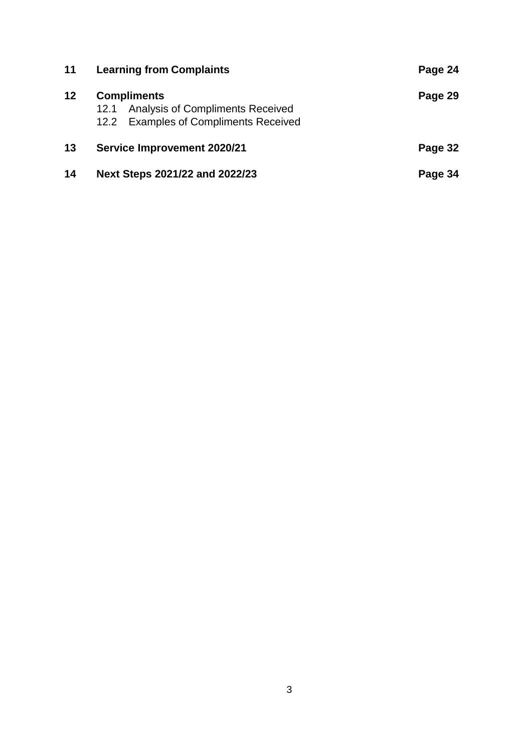| | | |
|---|---|---|
| **11** | **Learning from Complaints** | **Page 24** |
| **12** | **Compliments**<br>12.1 Analysis of Compliments Received<br>12.2 Examples of Compliments Received | **Page 29** |
| **13** | **Service Improvement 2020/21** | **Page 32** |
| **14** | **Next Steps 2021/22 and 2022/23** | **Page 34** |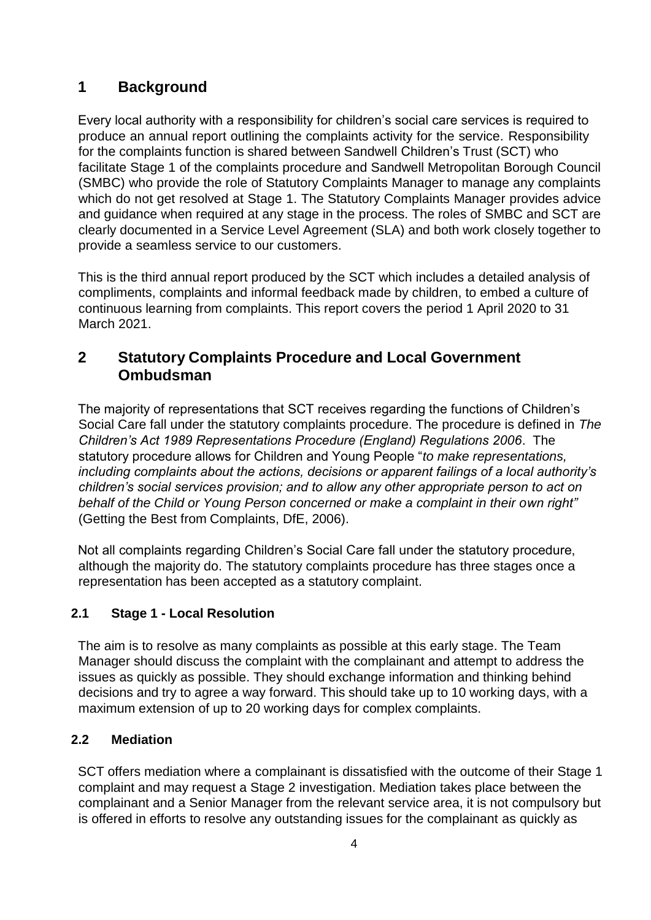# 1 Background

Every local authority with a responsibility for children's social care services is required to produce an annual report outlining the complaints activity for the service. Responsibility for the complaints function is shared between Sandwell Children's Trust (SCT) who facilitate Stage 1 of the complaints procedure and Sandwell Metropolitan Borough Council (SMBC) who provide the role of Statutory Complaints Manager to manage any complaints which do not get resolved at Stage 1. The Statutory Complaints Manager provides advice and guidance when required at any stage in the process. The roles of SMBC and SCT are clearly documented in a Service Level Agreement (SLA) and both work closely together to provide a seamless service to our customers.

This is the third annual report produced by the SCT which includes a detailed analysis of compliments, complaints and informal feedback made by children, to embed a culture of continuous learning from complaints. This report covers the period 1 April 2020 to 31 March 2021.

# 2 Statutory Complaints Procedure and Local Government Ombudsman

The majority of representations that SCT receives regarding the functions of Children's Social Care fall under the statutory complaints procedure. The procedure is defined in *The Children's Act 1989 Representations Procedure (England) Regulations 2006*. The statutory procedure allows for Children and Young People "*to make representations, including complaints about the actions, decisions or apparent failings of a local authority's children's social services provision; and to allow any other appropriate person to act on behalf of the Child or Young Person concerned or make a complaint in their own right"* (Getting the Best from Complaints, DfE, 2006).

Not all complaints regarding Children's Social Care fall under the statutory procedure, although the majority do. The statutory complaints procedure has three stages once a representation has been accepted as a statutory complaint.

## 2.1 Stage 1 - Local Resolution

The aim is to resolve as many complaints as possible at this early stage. The Team Manager should discuss the complaint with the complainant and attempt to address the issues as quickly as possible. They should exchange information and thinking behind decisions and try to agree a way forward. This should take up to 10 working days, with a maximum extension of up to 20 working days for complex complaints.

## 2.2 Mediation

SCT offers mediation where a complainant is dissatisfied with the outcome of their Stage 1 complaint and may request a Stage 2 investigation. Mediation takes place between the complainant and a Senior Manager from the relevant service area, it is not compulsory but is offered in efforts to resolve any outstanding issues for the complainant as quickly as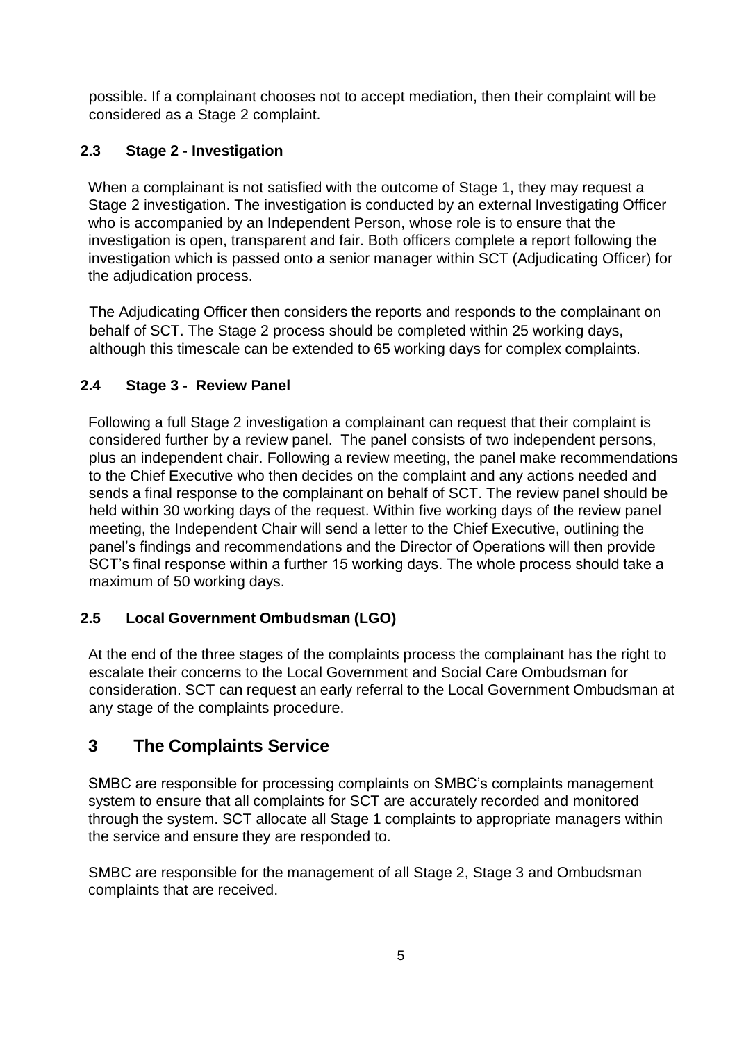possible. If a complainant chooses not to accept mediation, then their complaint will be considered as a Stage 2 complaint.

### 2.3 Stage 2 - Investigation

When a complainant is not satisfied with the outcome of Stage 1, they may request a Stage 2 investigation. The investigation is conducted by an external Investigating Officer who is accompanied by an Independent Person, whose role is to ensure that the investigation is open, transparent and fair. Both officers complete a report following the investigation which is passed onto a senior manager within SCT (Adjudicating Officer) for the adjudication process.

The Adjudicating Officer then considers the reports and responds to the complainant on behalf of SCT. The Stage 2 process should be completed within 25 working days, although this timescale can be extended to 65 working days for complex complaints.

### 2.4 Stage 3 - Review Panel

Following a full Stage 2 investigation a complainant can request that their complaint is considered further by a review panel. The panel consists of two independent persons, plus an independent chair. Following a review meeting, the panel make recommendations to the Chief Executive who then decides on the complaint and any actions needed and sends a final response to the complainant on behalf of SCT. The review panel should be held within 30 working days of the request. Within five working days of the review panel meeting, the Independent Chair will send a letter to the Chief Executive, outlining the panel's findings and recommendations and the Director of Operations will then provide SCT's final response within a further 15 working days. The whole process should take a maximum of 50 working days.

### 2.5 Local Government Ombudsman (LGO)

At the end of the three stages of the complaints process the complainant has the right to escalate their concerns to the Local Government and Social Care Ombudsman for consideration. SCT can request an early referral to the Local Government Ombudsman at any stage of the complaints procedure.

## 3 The Complaints Service

SMBC are responsible for processing complaints on SMBC's complaints management system to ensure that all complaints for SCT are accurately recorded and monitored through the system. SCT allocate all Stage 1 complaints to appropriate managers within the service and ensure they are responded to.

SMBC are responsible for the management of all Stage 2, Stage 3 and Ombudsman complaints that are received.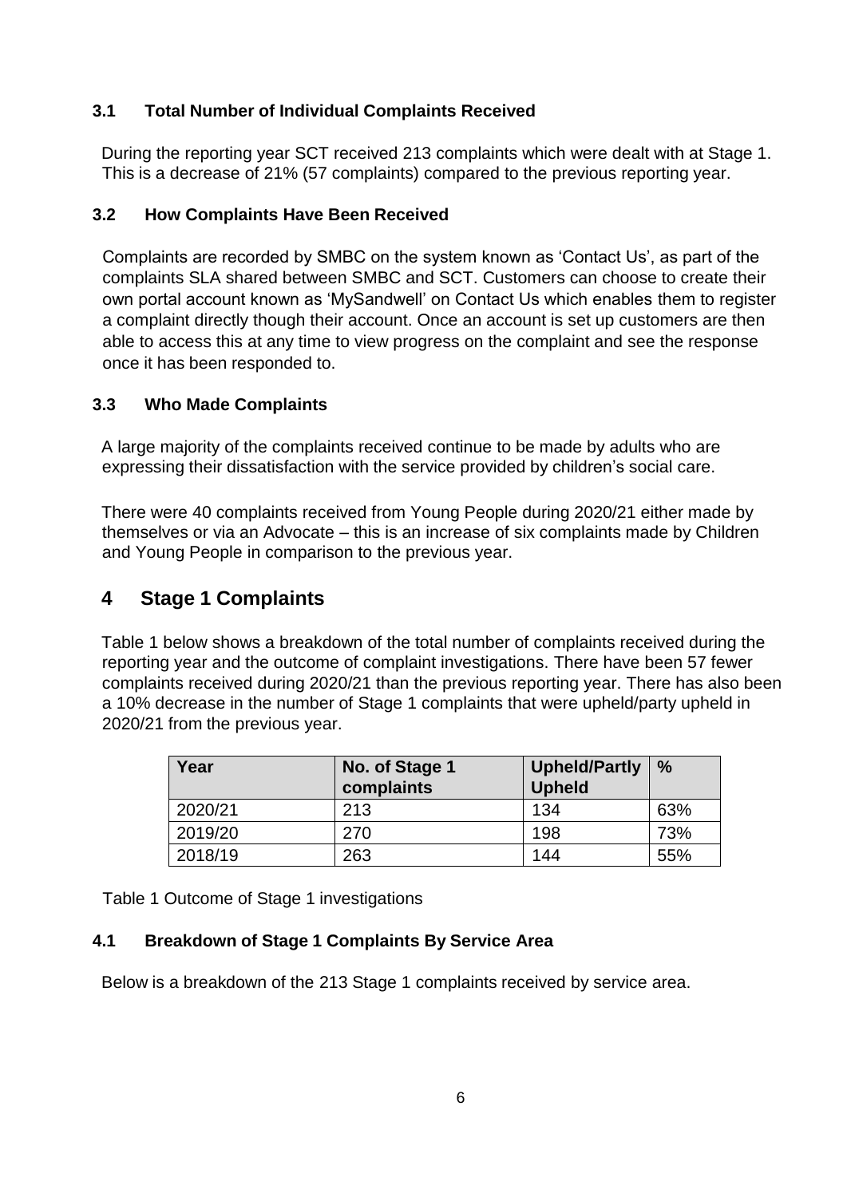### 3.1 Total Number of Individual Complaints Received

During the reporting year SCT received 213 complaints which were dealt with at Stage 1. This is a decrease of 21% (57 complaints) compared to the previous reporting year.

### 3.2 How Complaints Have Been Received

Complaints are recorded by SMBC on the system known as 'Contact Us', as part of the complaints SLA shared between SMBC and SCT. Customers can choose to create their own portal account known as 'MySandwell' on Contact Us which enables them to register a complaint directly though their account. Once an account is set up customers are then able to access this at any time to view progress on the complaint and see the response once it has been responded to.

### 3.3 Who Made Complaints

A large majority of the complaints received continue to be made by adults who are expressing their dissatisfaction with the service provided by children's social care.

There were 40 complaints received from Young People during 2020/21 either made by themselves or via an Advocate – this is an increase of six complaints made by Children and Young People in comparison to the previous year.

## 4 Stage 1 Complaints

Table 1 below shows a breakdown of the total number of complaints received during the reporting year and the outcome of complaint investigations. There have been 57 fewer complaints received during 2020/21 than the previous reporting year. There has also been a 10% decrease in the number of Stage 1 complaints that were upheld/party upheld in 2020/21 from the previous year.

| Year | No. of Stage 1 complaints | Upheld/Partly Upheld | % |
|---|---|---|---|
| 2020/21 | 213 | 134 | 63% |
| 2019/20 | 270 | 198 | 73% |
| 2018/19 | 263 | 144 | 55% |

Table 1 Outcome of Stage 1 investigations

### 4.1 Breakdown of Stage 1 Complaints By Service Area

Below is a breakdown of the 213 Stage 1 complaints received by service area.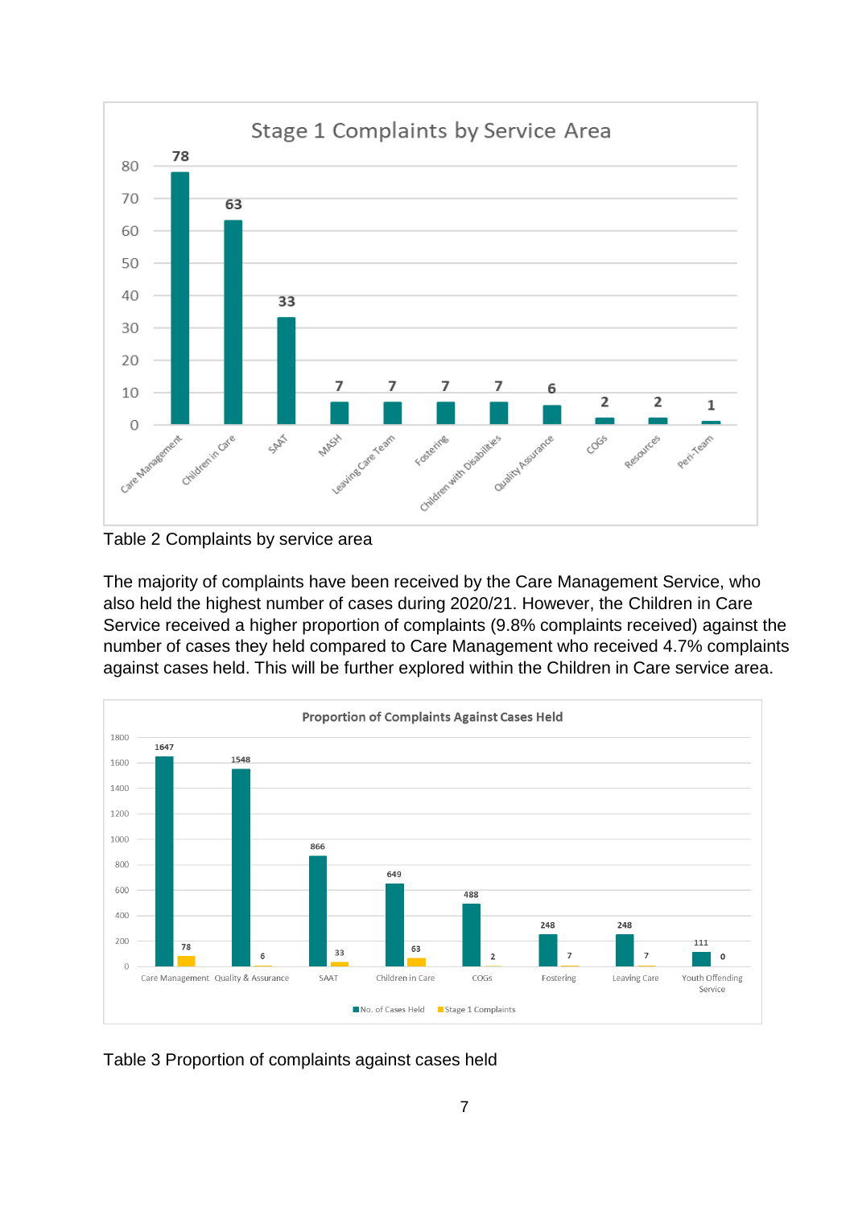Stage 1 Complaints by Service Area

| Service Area | Stage 1 Complaints |
| --- | --- |
| Care Management | 78 |
| Children in Care | 63 |
| SAAT | 33 |
| MASH | 7 |
| Leaving Care Team | 7 |
| Fostering | 7 |
| Children with Disabilities | 7 |
| Quality Assurance | 6 |
| COGs | 2 |
| Resources | 2 |
| Peri-Team | 1 |

Table 2 Complaints by service area

The majority of complaints have been received by the Care Management Service, who also held the highest number of cases during 2020/21. However, the Children in Care Service received a higher proportion of complaints (9.8% complaints received) against the number of cases they held compared to Care Management who received 4.7% complaints against cases held. This will be further explored within the Children in Care service area.

Proportion of Complaints Against Cases Held

| Service Area | No. of Cases Held | Stage 1 Complaints |
| --- | --- | --- |
| Care Management | 1647 | 78 |
| Quality & Assurance | 1548 | 6 |
| SAAT | 866 | 33 |
| Children in Care | 649 | 63 |
| COGs | 488 | 2 |
| Fostering | 248 | 7 |
| Leaving Care | 248 | 7 |
| Youth Offending Service | 111 | 0 |

Table 3 Proportion of complaints against cases held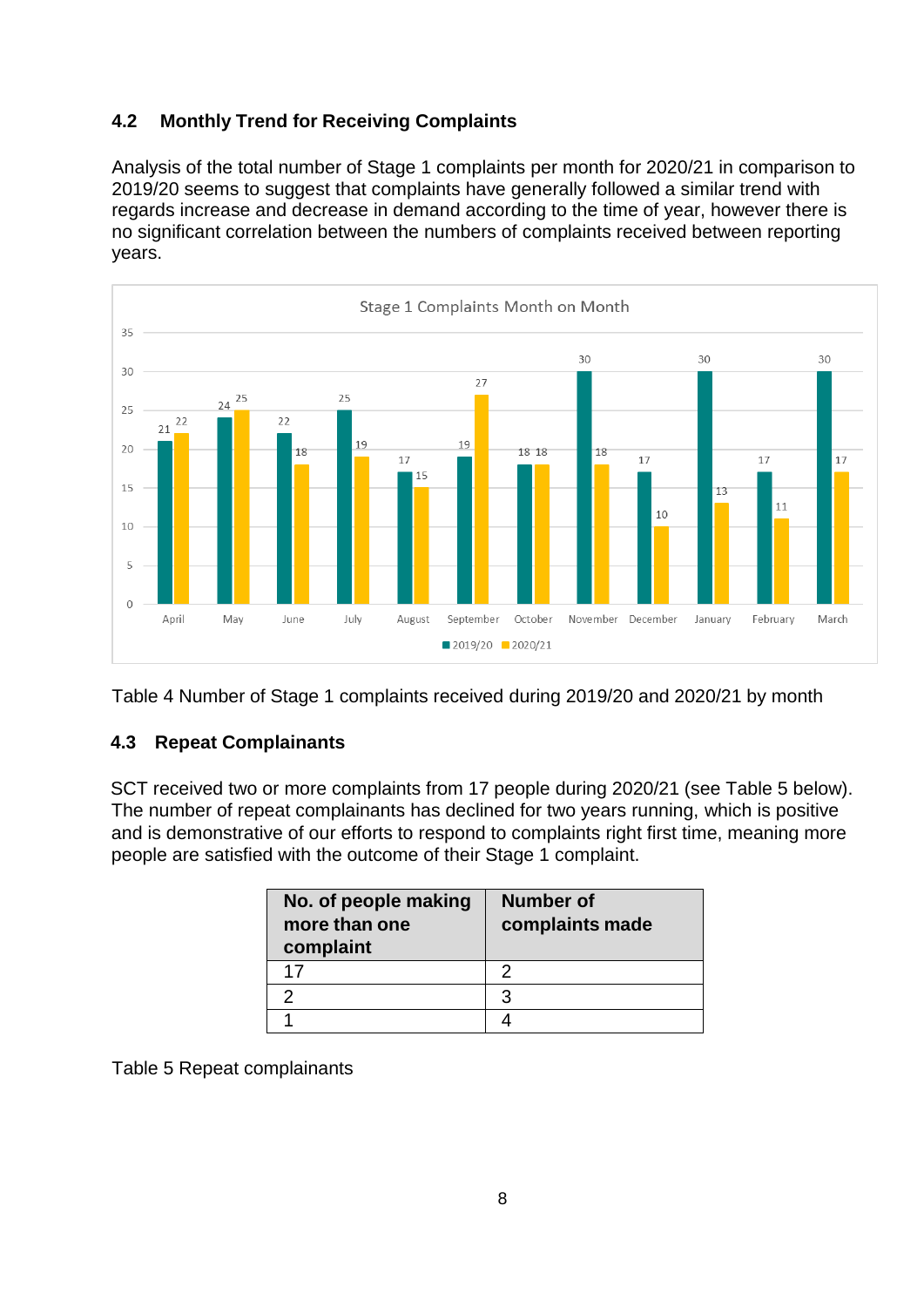## 4.2 Monthly Trend for Receiving Complaints

Analysis of the total number of Stage 1 complaints per month for 2020/21 in comparison to 2019/20 seems to suggest that complaints have generally followed a similar trend with regards increase and decrease in demand according to the time of year, however there is no significant correlation between the numbers of complaints received between reporting years.

**Stage 1 Complaints Month on Month**

| Month | 2019/20 | 2020/21 |
|---|---|---|
| April | 21 | 22 |
| May | 24 | 25 |
| June | 22 | 18 |
| July | 25 | 19 |
| August | 17 | 15 |
| September | 19 | 27 |
| October | 18 | 18 |
| November | 30 | 18 |
| December | 17 | 10 |
| January | 30 | 13 |
| February | 17 | 11 |
| March | 30 | 17 |

Table 4 Number of Stage 1 complaints received during 2019/20 and 2020/21 by month

## 4.3 Repeat Complainants

SCT received two or more complaints from 17 people during 2020/21 (see Table 5 below). The number of repeat complainants has declined for two years running, which is positive and is demonstrative of our efforts to respond to complaints right first time, meaning more people are satisfied with the outcome of their Stage 1 complaint.

| No. of people making more than one complaint | Number of complaints made |
|---|---|
| 17 | 2 |
| 2 | 3 |
| 1 | 4 |

Table 5 Repeat complainants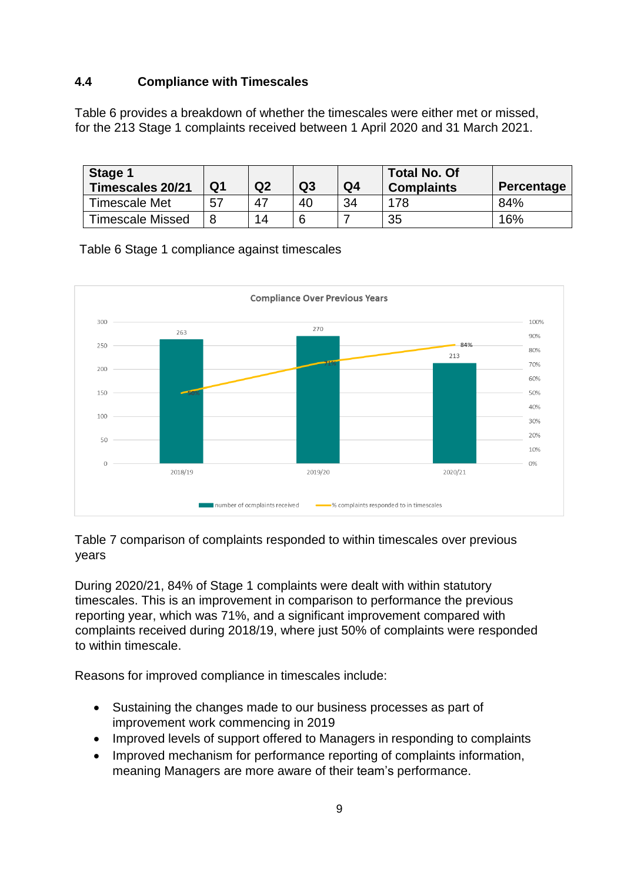## 4.4 Compliance with Timescales

Table 6 provides a breakdown of whether the timescales were either met or missed, for the 213 Stage 1 complaints received between 1 April 2020 and 31 March 2021.

| Stage 1 Timescales 20/21 | Q1 | Q2 | Q3 | Q4 | Total No. Of Complaints | Percentage |
|---|---|---|---|---|---|---|
| Timescale Met | 57 | 47 | 40 | 34 | 178 | 84% |
| Timescale Missed | 8 | 14 | 6 | 7 | 35 | 16% |

Table 6 Stage 1 compliance against timescales

Table 7 comparison of complaints responded to within timescales over previous years

During 2020/21, 84% of Stage 1 complaints were dealt with within statutory timescales. This is an improvement in comparison to performance the previous reporting year, which was 71%, and a significant improvement compared with complaints received during 2018/19, where just 50% of complaints were responded to within timescale.

Reasons for improved compliance in timescales include:

- Sustaining the changes made to our business processes as part of improvement work commencing in 2019
- Improved levels of support offered to Managers in responding to complaints
- Improved mechanism for performance reporting of complaints information, meaning Managers are more aware of their team's performance.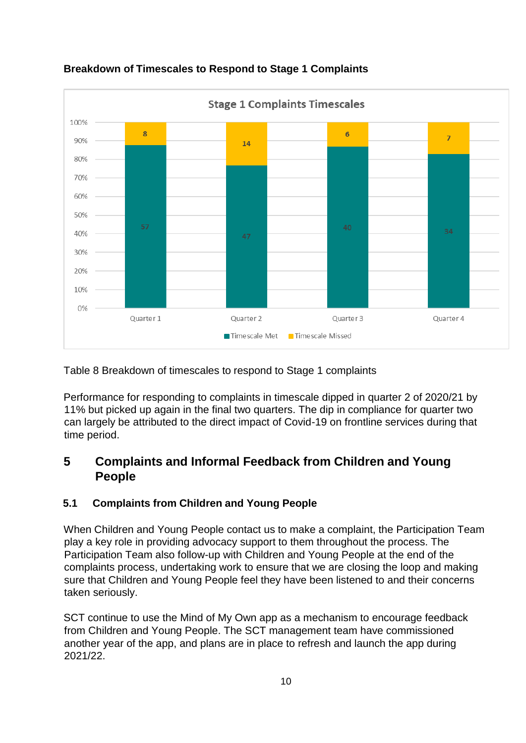**Breakdown of Timescales to Respond to Stage 1 Complaints**

Stage 1 Complaints Timescales

| | Quarter 1 | Quarter 2 | Quarter 3 | Quarter 4 |
|---|---|---|---|---|
| Timescale Met | 57 | 47 | 40 | 34 |
| Timescale Missed | 8 | 14 | 6 | 7 |

Table 8 Breakdown of timescales to respond to Stage 1 complaints

Performance for responding to complaints in timescale dipped in quarter 2 of 2020/21 by 11% but picked up again in the final two quarters. The dip in compliance for quarter two can largely be attributed to the direct impact of Covid-19 on frontline services during that time period.

## 5 Complaints and Informal Feedback from Children and Young People

### 5.1 Complaints from Children and Young People

When Children and Young People contact us to make a complaint, the Participation Team play a key role in providing advocacy support to them throughout the process. The Participation Team also follow-up with Children and Young People at the end of the complaints process, undertaking work to ensure that we are closing the loop and making sure that Children and Young People feel they have been listened to and their concerns taken seriously.

SCT continue to use the Mind of My Own app as a mechanism to encourage feedback from Children and Young People. The SCT management team have commissioned another year of the app, and plans are in place to refresh and launch the app during 2021/22.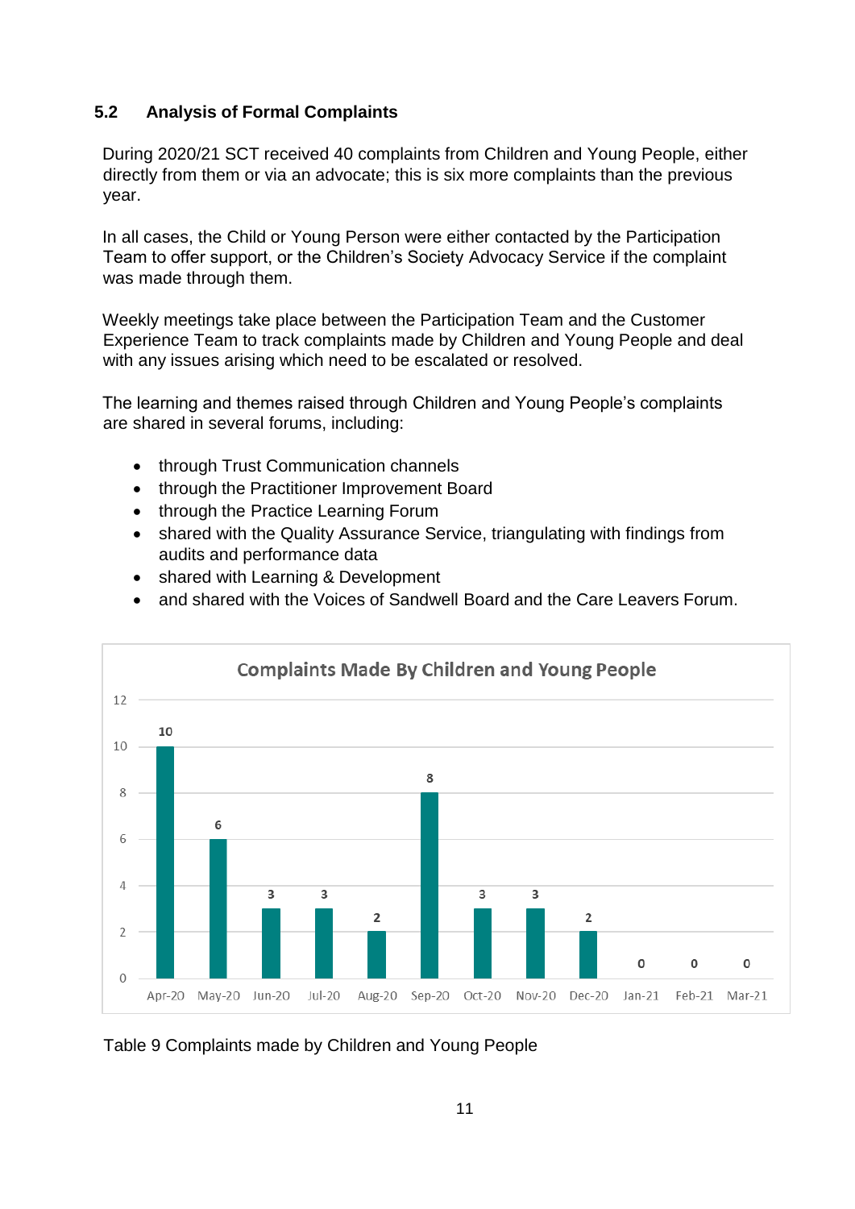## 5.2 Analysis of Formal Complaints

During 2020/21 SCT received 40 complaints from Children and Young People, either directly from them or via an advocate; this is six more complaints than the previous year.

In all cases, the Child or Young Person were either contacted by the Participation Team to offer support, or the Children's Society Advocacy Service if the complaint was made through them.

Weekly meetings take place between the Participation Team and the Customer Experience Team to track complaints made by Children and Young People and deal with any issues arising which need to be escalated or resolved.

The learning and themes raised through Children and Young People's complaints are shared in several forums, including:

- through Trust Communication channels
- through the Practitioner Improvement Board
- through the Practice Learning Forum
- shared with the Quality Assurance Service, triangulating with findings from audits and performance data
- shared with Learning & Development
- and shared with the Voices of Sandwell Board and the Care Leavers Forum.

**Complaints Made By Children and Young People**

| Month | Complaints |
|---|---|
| Apr-20 | 10 |
| May-20 | 6 |
| Jun-20 | 3 |
| Jul-20 | 3 |
| Aug-20 | 2 |
| Sep-20 | 8 |
| Oct-20 | 3 |
| Nov-20 | 3 |
| Dec-20 | 2 |
| Jan-21 | 0 |
| Feb-21 | 0 |
| Mar-21 | 0 |

Table 9 Complaints made by Children and Young People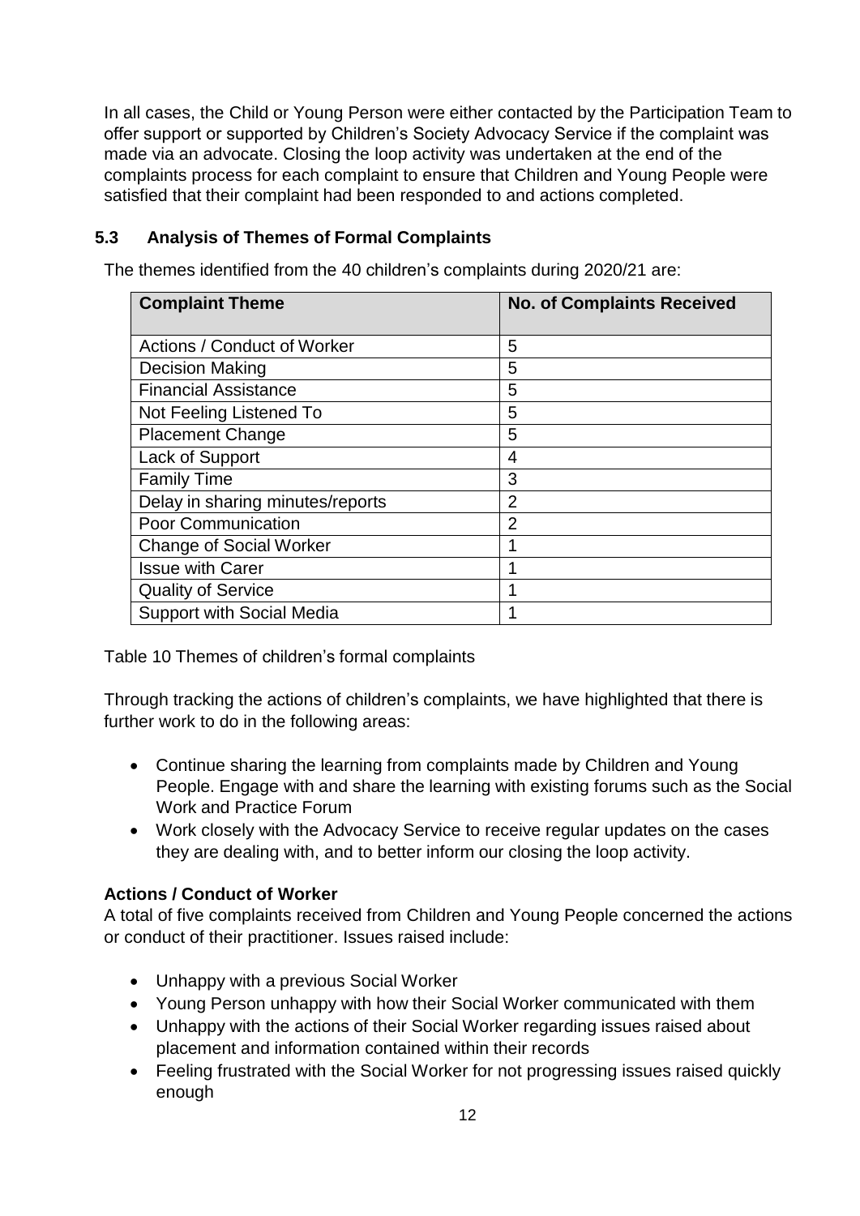In all cases, the Child or Young Person were either contacted by the Participation Team to offer support or supported by Children's Society Advocacy Service if the complaint was made via an advocate. Closing the loop activity was undertaken at the end of the complaints process for each complaint to ensure that Children and Young People were satisfied that their complaint had been responded to and actions completed.

### 5.3 Analysis of Themes of Formal Complaints

The themes identified from the 40 children's complaints during 2020/21 are:

| Complaint Theme | No. of Complaints Received |
|---|---|
| Actions / Conduct of Worker | 5 |
| Decision Making | 5 |
| Financial Assistance | 5 |
| Not Feeling Listened To | 5 |
| Placement Change | 5 |
| Lack of Support | 4 |
| Family Time | 3 |
| Delay in sharing minutes/reports | 2 |
| Poor Communication | 2 |
| Change of Social Worker | 1 |
| Issue with Carer | 1 |
| Quality of Service | 1 |
| Support with Social Media | 1 |

Table 10 Themes of children's formal complaints

Through tracking the actions of children's complaints, we have highlighted that there is further work to do in the following areas:

- Continue sharing the learning from complaints made by Children and Young People. Engage with and share the learning with existing forums such as the Social Work and Practice Forum
- Work closely with the Advocacy Service to receive regular updates on the cases they are dealing with, and to better inform our closing the loop activity.

**Actions / Conduct of Worker**

A total of five complaints received from Children and Young People concerned the actions or conduct of their practitioner. Issues raised include:

- Unhappy with a previous Social Worker
- Young Person unhappy with how their Social Worker communicated with them
- Unhappy with the actions of their Social Worker regarding issues raised about placement and information contained within their records
- Feeling frustrated with the Social Worker for not progressing issues raised quickly enough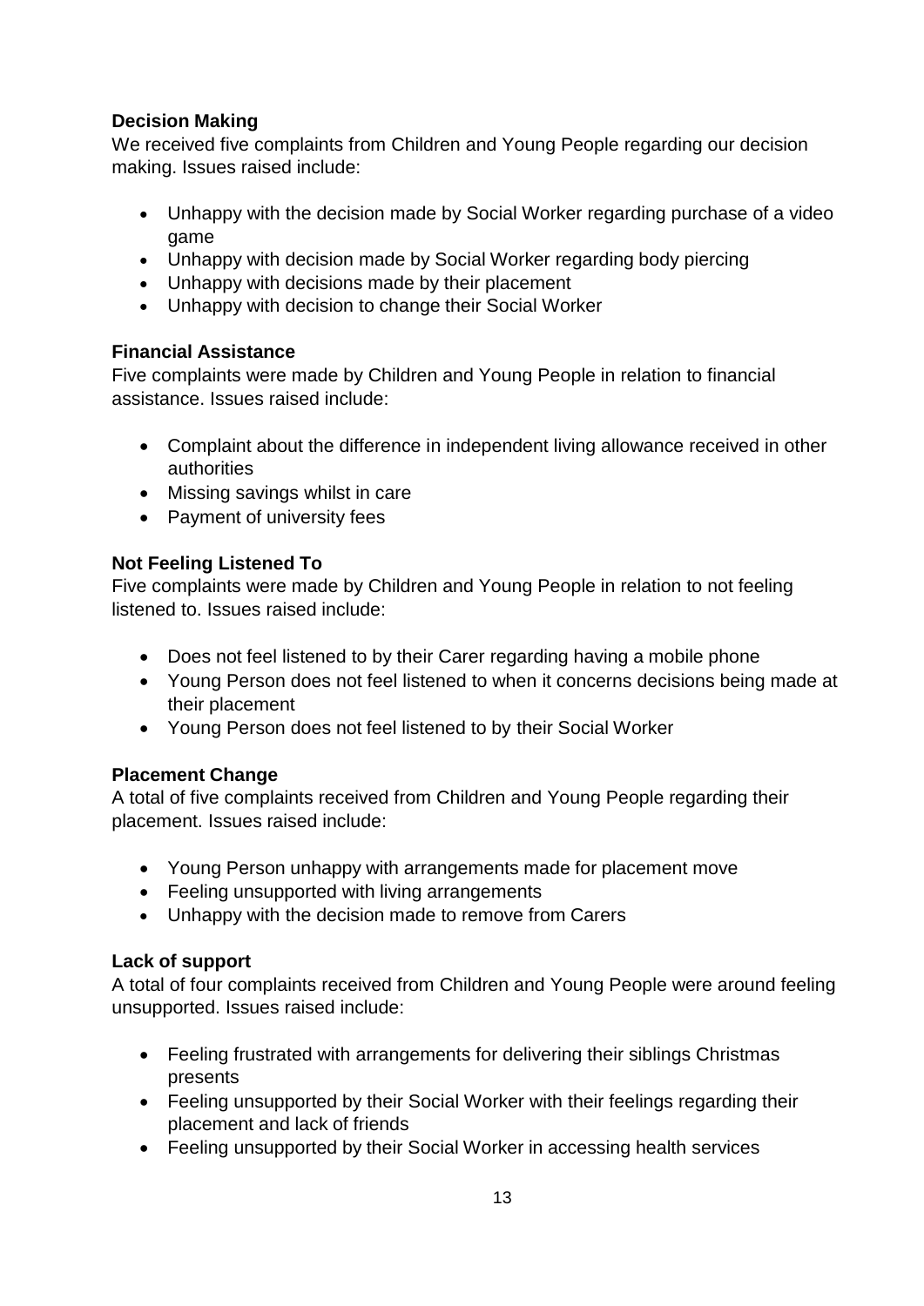**Decision Making**

We received five complaints from Children and Young People regarding our decision making. Issues raised include:

- Unhappy with the decision made by Social Worker regarding purchase of a video game
- Unhappy with decision made by Social Worker regarding body piercing
- Unhappy with decisions made by their placement
- Unhappy with decision to change their Social Worker

**Financial Assistance**

Five complaints were made by Children and Young People in relation to financial assistance. Issues raised include:

- Complaint about the difference in independent living allowance received in other authorities
- Missing savings whilst in care
- Payment of university fees

**Not Feeling Listened To**

Five complaints were made by Children and Young People in relation to not feeling listened to. Issues raised include:

- Does not feel listened to by their Carer regarding having a mobile phone
- Young Person does not feel listened to when it concerns decisions being made at their placement
- Young Person does not feel listened to by their Social Worker

**Placement Change**

A total of five complaints received from Children and Young People regarding their placement. Issues raised include:

- Young Person unhappy with arrangements made for placement move
- Feeling unsupported with living arrangements
- Unhappy with the decision made to remove from Carers

**Lack of support**

A total of four complaints received from Children and Young People were around feeling unsupported. Issues raised include:

- Feeling frustrated with arrangements for delivering their siblings Christmas presents
- Feeling unsupported by their Social Worker with their feelings regarding their placement and lack of friends
- Feeling unsupported by their Social Worker in accessing health services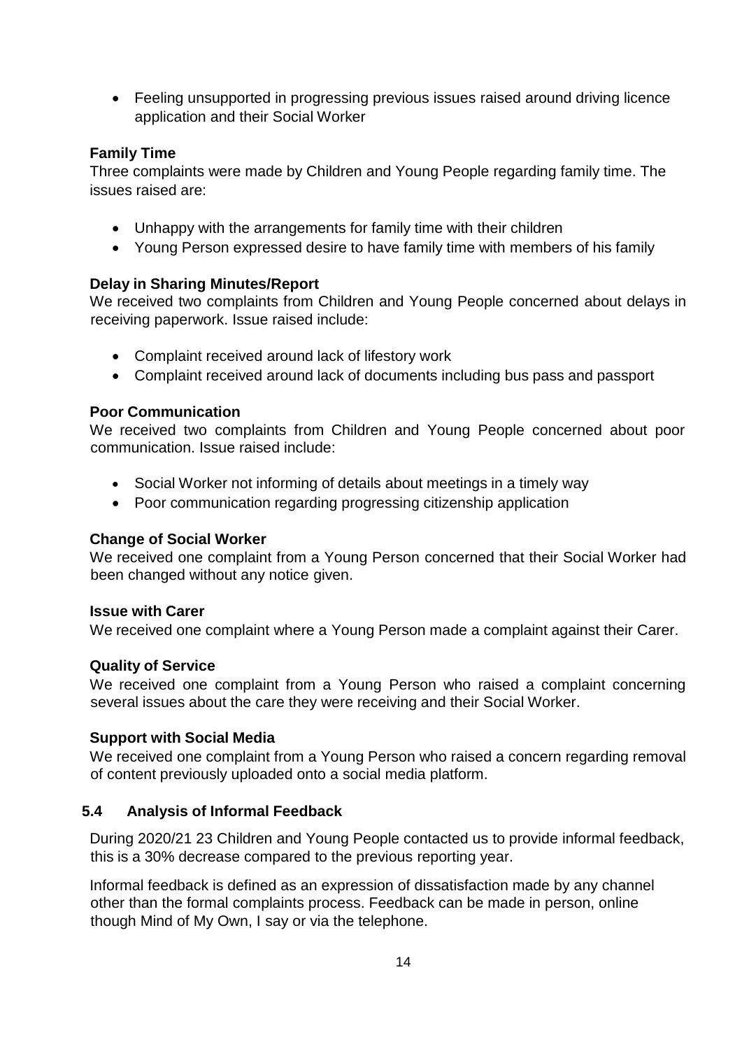- Feeling unsupported in progressing previous issues raised around driving licence application and their Social Worker

**Family Time**

Three complaints were made by Children and Young People regarding family time. The issues raised are:

- Unhappy with the arrangements for family time with their children
- Young Person expressed desire to have family time with members of his family

**Delay in Sharing Minutes/Report**

We received two complaints from Children and Young People concerned about delays in receiving paperwork. Issue raised include:

- Complaint received around lack of lifestory work
- Complaint received around lack of documents including bus pass and passport

**Poor Communication**

We received two complaints from Children and Young People concerned about poor communication. Issue raised include:

- Social Worker not informing of details about meetings in a timely way
- Poor communication regarding progressing citizenship application

**Change of Social Worker**

We received one complaint from a Young Person concerned that their Social Worker had been changed without any notice given.

**Issue with Carer**

We received one complaint where a Young Person made a complaint against their Carer.

**Quality of Service**

We received one complaint from a Young Person who raised a complaint concerning several issues about the care they were receiving and their Social Worker.

**Support with Social Media**

We received one complaint from a Young Person who raised a concern regarding removal of content previously uploaded onto a social media platform.

### 5.4 Analysis of Informal Feedback

During 2020/21 23 Children and Young People contacted us to provide informal feedback, this is a 30% decrease compared to the previous reporting year.

Informal feedback is defined as an expression of dissatisfaction made by any channel other than the formal complaints process. Feedback can be made in person, online though Mind of My Own, I say or via the telephone.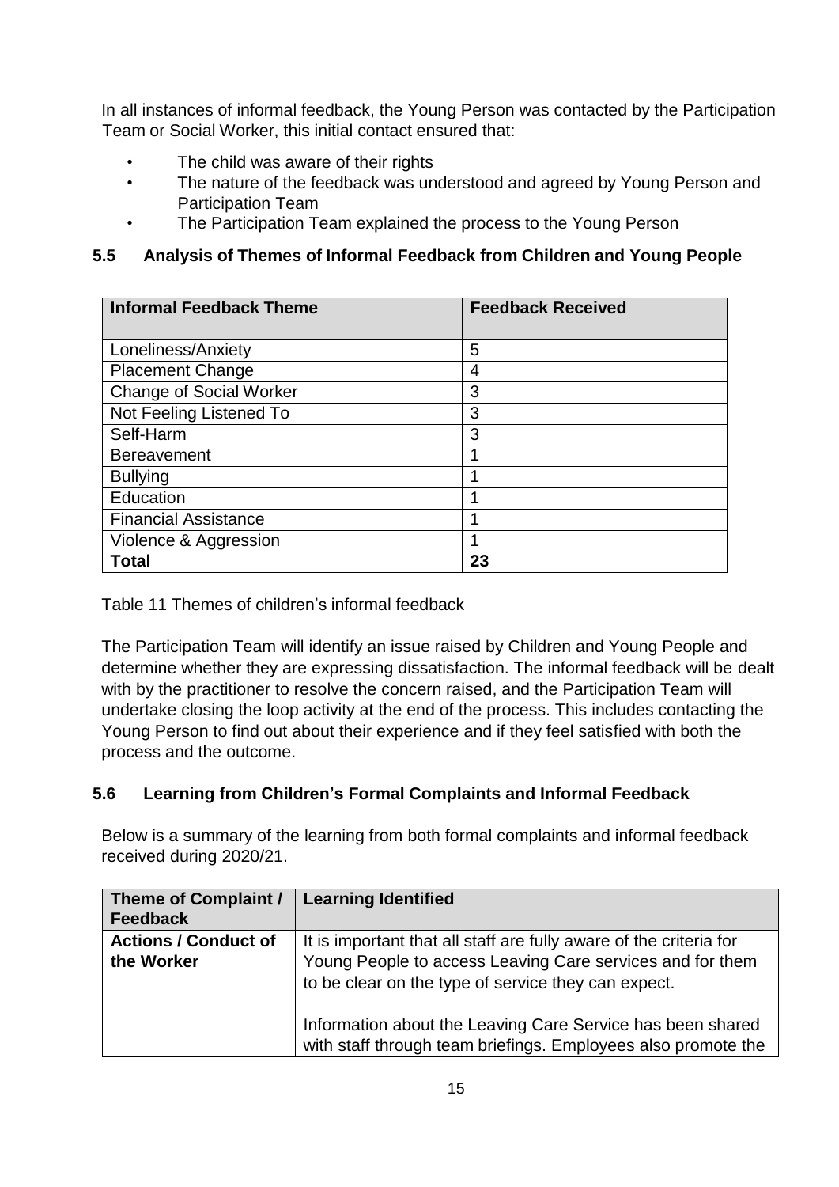In all instances of informal feedback, the Young Person was contacted by the Participation Team or Social Worker, this initial contact ensured that:

- The child was aware of their rights
- The nature of the feedback was understood and agreed by Young Person and Participation Team
- The Participation Team explained the process to the Young Person

### 5.5 Analysis of Themes of Informal Feedback from Children and Young People

| Informal Feedback Theme | Feedback Received |
|---|---|
| Loneliness/Anxiety | 5 |
| Placement Change | 4 |
| Change of Social Worker | 3 |
| Not Feeling Listened To | 3 |
| Self-Harm | 3 |
| Bereavement | 1 |
| Bullying | 1 |
| Education | 1 |
| Financial Assistance | 1 |
| Violence & Aggression | 1 |
| **Total** | **23** |

Table 11 Themes of children's informal feedback

The Participation Team will identify an issue raised by Children and Young People and determine whether they are expressing dissatisfaction. The informal feedback will be dealt with by the practitioner to resolve the concern raised, and the Participation Team will undertake closing the loop activity at the end of the process. This includes contacting the Young Person to find out about their experience and if they feel satisfied with both the process and the outcome.

### 5.6 Learning from Children's Formal Complaints and Informal Feedback

Below is a summary of the learning from both formal complaints and informal feedback received during 2020/21.

| Theme of Complaint / Feedback | Learning Identified |
|---|---|
| **Actions / Conduct of the Worker** | It is important that all staff are fully aware of the criteria for Young People to access Leaving Care services and for them to be clear on the type of service they can expect.<br><br>Information about the Leaving Care Service has been shared with staff through team briefings. Employees also promote the |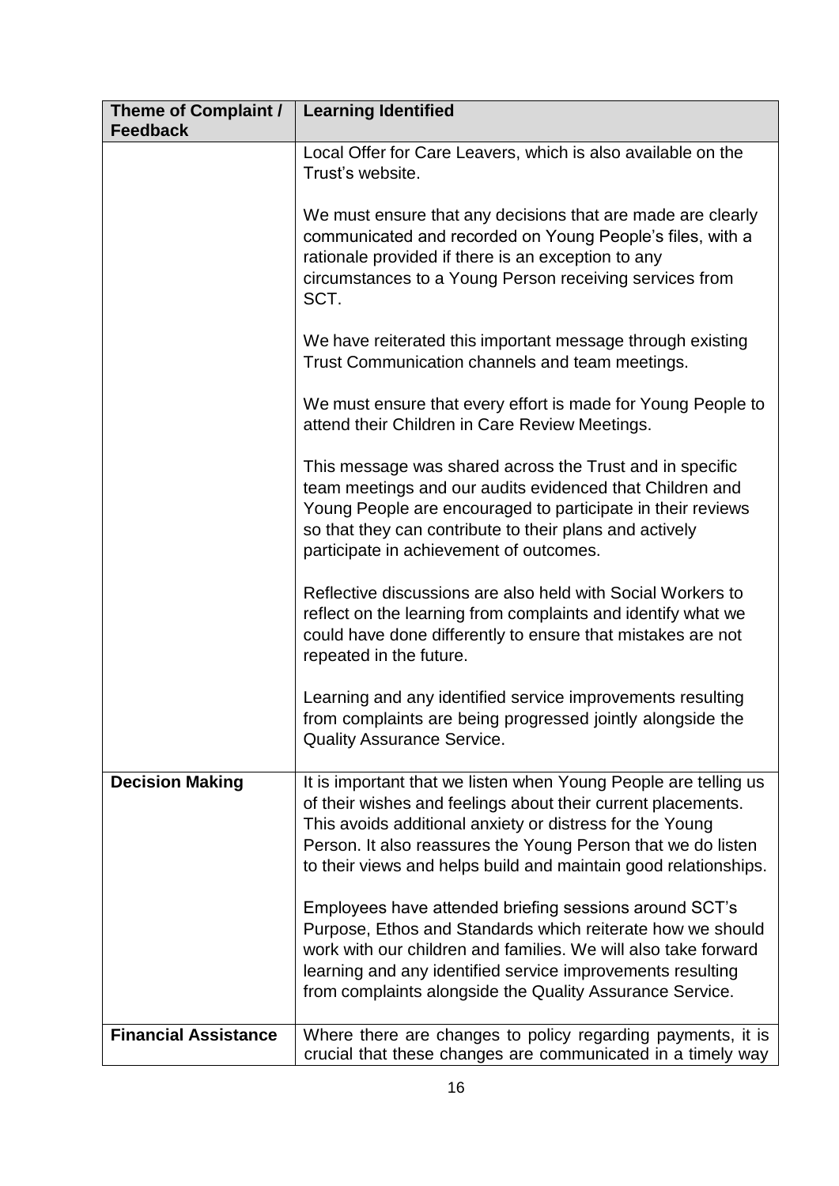| Theme of Complaint / Feedback | Learning Identified |
|---|---|
| | Local Offer for Care Leavers, which is also available on the Trust's website.<br><br>We must ensure that any decisions that are made are clearly communicated and recorded on Young People's files, with a rationale provided if there is an exception to any circumstances to a Young Person receiving services from SCT.<br><br>We have reiterated this important message through existing Trust Communication channels and team meetings.<br><br>We must ensure that every effort is made for Young People to attend their Children in Care Review Meetings.<br><br>This message was shared across the Trust and in specific team meetings and our audits evidenced that Children and Young People are encouraged to participate in their reviews so that they can contribute to their plans and actively participate in achievement of outcomes.<br><br>Reflective discussions are also held with Social Workers to reflect on the learning from complaints and identify what we could have done differently to ensure that mistakes are not repeated in the future.<br><br>Learning and any identified service improvements resulting from complaints are being progressed jointly alongside the Quality Assurance Service. |
| **Decision Making** | It is important that we listen when Young People are telling us of their wishes and feelings about their current placements. This avoids additional anxiety or distress for the Young Person. It also reassures the Young Person that we do listen to their views and helps build and maintain good relationships.<br><br>Employees have attended briefing sessions around SCT's Purpose, Ethos and Standards which reiterate how we should work with our children and families. We will also take forward learning and any identified service improvements resulting from complaints alongside the Quality Assurance Service. |
| **Financial Assistance** | Where there are changes to policy regarding payments, it is crucial that these changes are communicated in a timely way |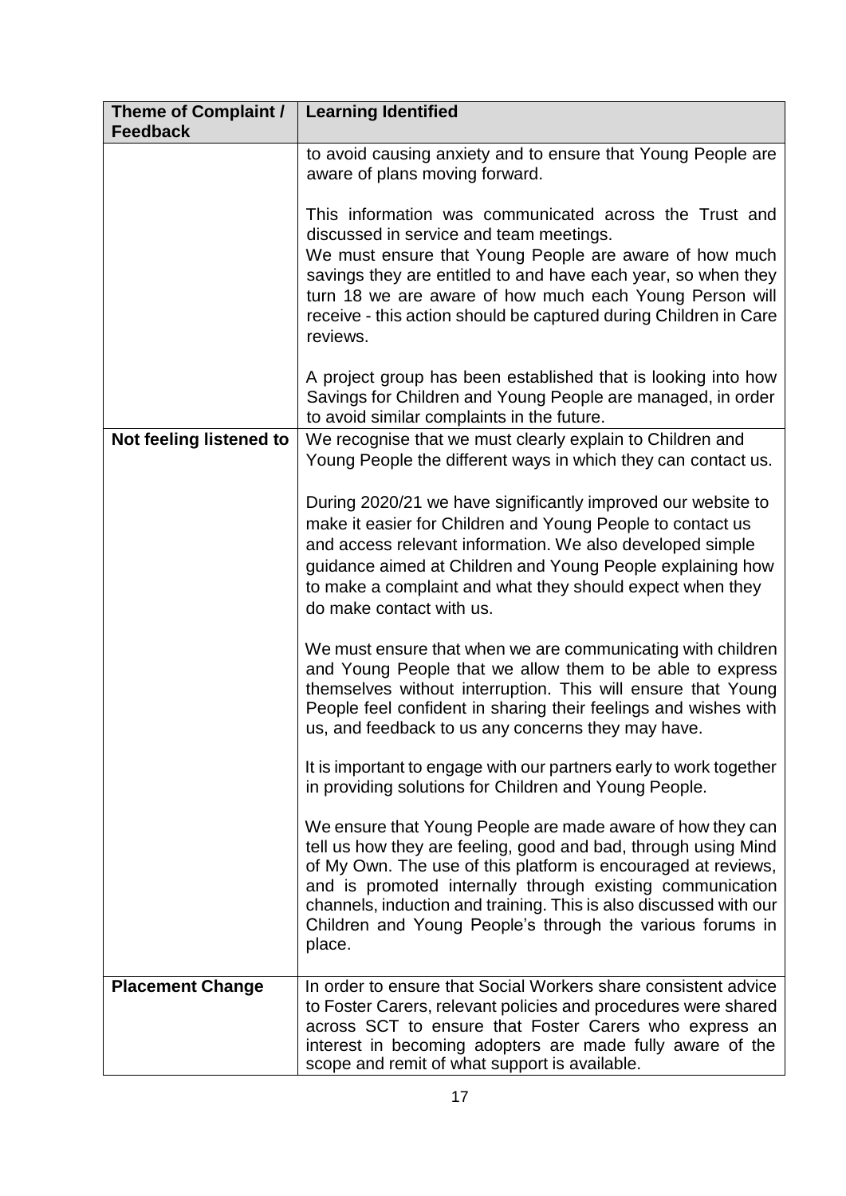| Theme of Complaint / Feedback | Learning Identified |
|---|---|
| | to avoid causing anxiety and to ensure that Young People are aware of plans moving forward.<br><br>This information was communicated across the Trust and discussed in service and team meetings.<br>We must ensure that Young People are aware of how much savings they are entitled to and have each year, so when they turn 18 we are aware of how much each Young Person will receive - this action should be captured during Children in Care reviews.<br><br>A project group has been established that is looking into how Savings for Children and Young People are managed, in order to avoid similar complaints in the future. |
| **Not feeling listened to** | We recognise that we must clearly explain to Children and Young People the different ways in which they can contact us.<br><br>During 2020/21 we have significantly improved our website to make it easier for Children and Young People to contact us and access relevant information. We also developed simple guidance aimed at Children and Young People explaining how to make a complaint and what they should expect when they do make contact with us.<br><br>We must ensure that when we are communicating with children and Young People that we allow them to be able to express themselves without interruption. This will ensure that Young People feel confident in sharing their feelings and wishes with us, and feedback to us any concerns they may have.<br><br>It is important to engage with our partners early to work together in providing solutions for Children and Young People.<br><br>We ensure that Young People are made aware of how they can tell us how they are feeling, good and bad, through using Mind of My Own. The use of this platform is encouraged at reviews, and is promoted internally through existing communication channels, induction and training. This is also discussed with our Children and Young People's through the various forums in place. |
| **Placement Change** | In order to ensure that Social Workers share consistent advice to Foster Carers, relevant policies and procedures were shared across SCT to ensure that Foster Carers who express an interest in becoming adopters are made fully aware of the scope and remit of what support is available. |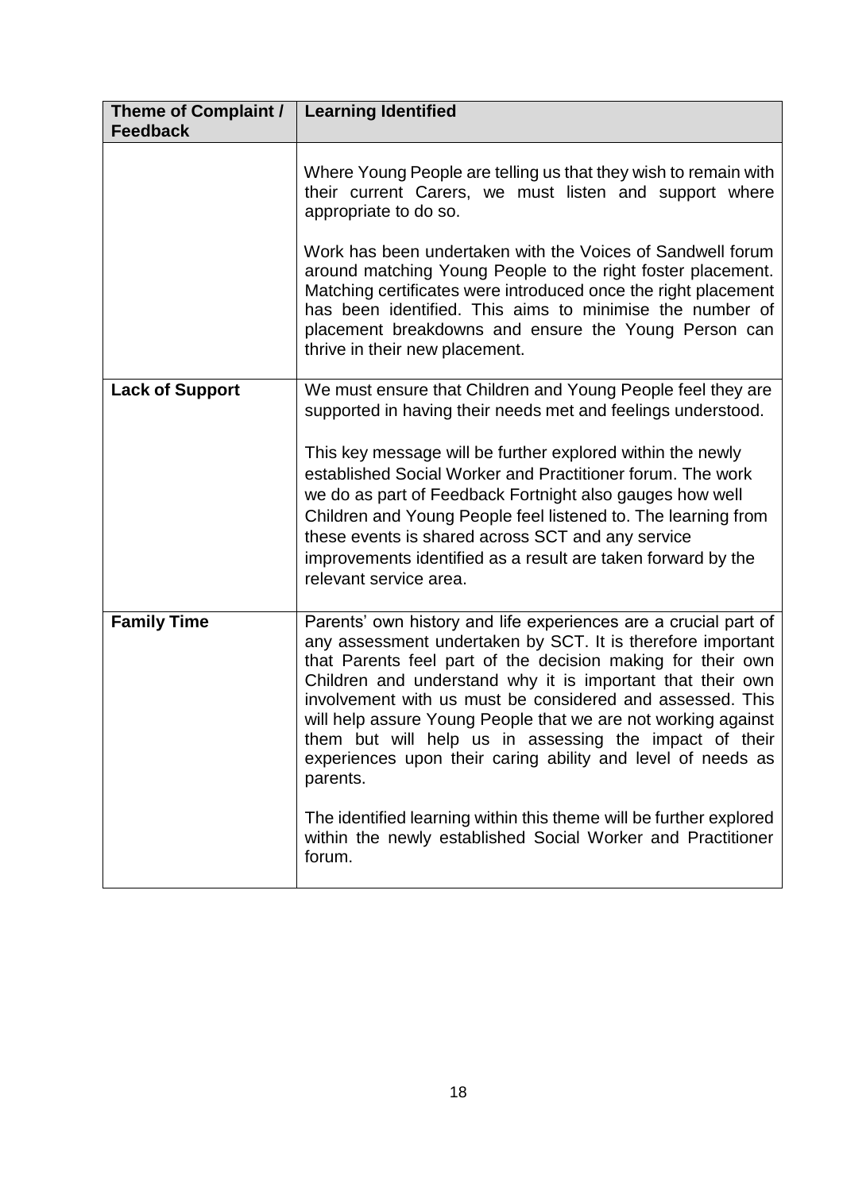| Theme of Complaint / Feedback | Learning Identified |
|---|---|
| | Where Young People are telling us that they wish to remain with their current Carers, we must listen and support where appropriate to do so.<br><br>Work has been undertaken with the Voices of Sandwell forum around matching Young People to the right foster placement. Matching certificates were introduced once the right placement has been identified. This aims to minimise the number of placement breakdowns and ensure the Young Person can thrive in their new placement. |
| **Lack of Support** | We must ensure that Children and Young People feel they are supported in having their needs met and feelings understood.<br><br>This key message will be further explored within the newly established Social Worker and Practitioner forum. The work we do as part of Feedback Fortnight also gauges how well Children and Young People feel listened to. The learning from these events is shared across SCT and any service improvements identified as a result are taken forward by the relevant service area. |
| **Family Time** | Parents' own history and life experiences are a crucial part of any assessment undertaken by SCT. It is therefore important that Parents feel part of the decision making for their own Children and understand why it is important that their own involvement with us must be considered and assessed. This will help assure Young People that we are not working against them but will help us in assessing the impact of their experiences upon their caring ability and level of needs as parents.<br><br>The identified learning within this theme will be further explored within the newly established Social Worker and Practitioner forum. |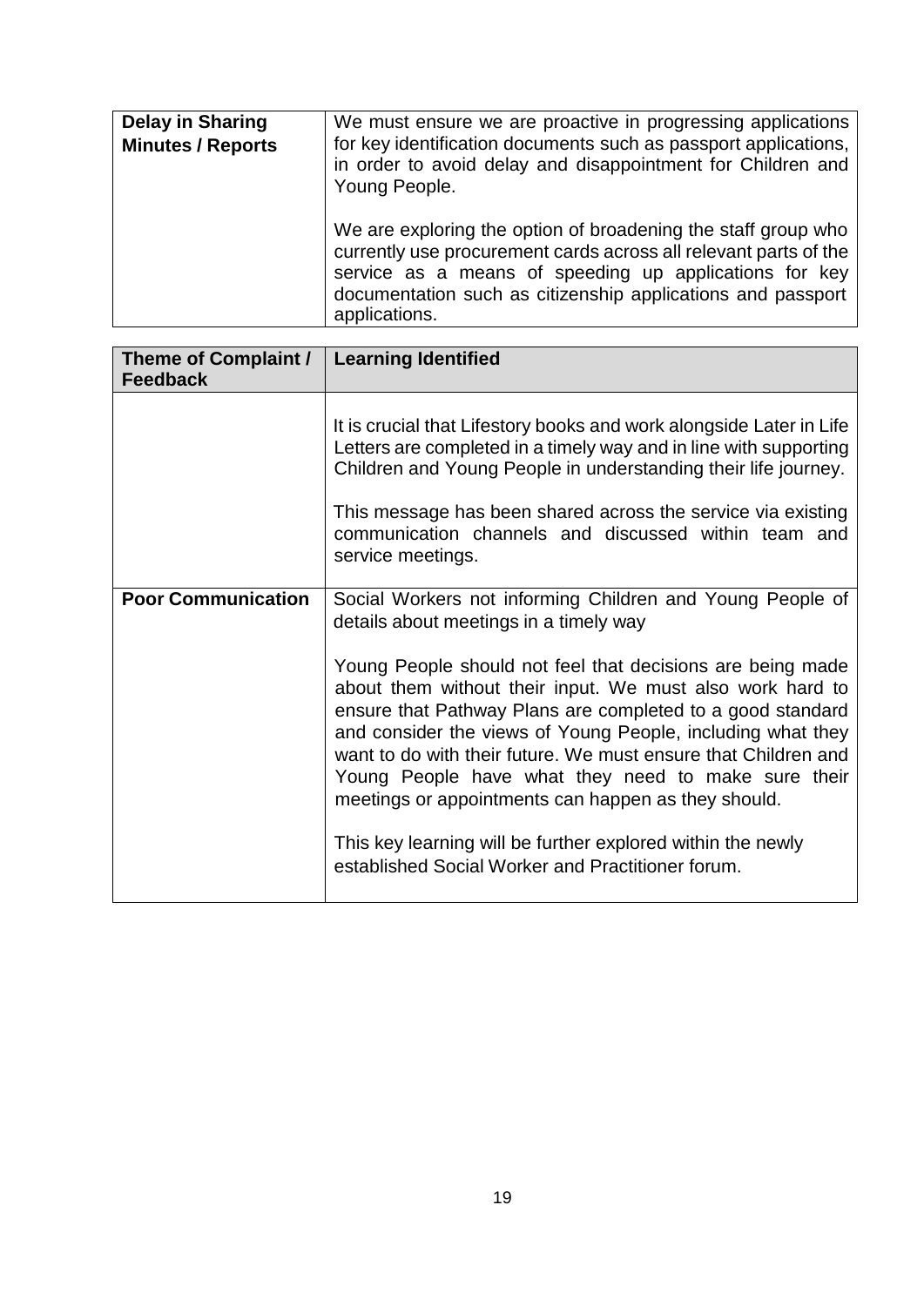| | |
|---|---|
| **Delay in Sharing Minutes / Reports** | We must ensure we are proactive in progressing applications for key identification documents such as passport applications, in order to avoid delay and disappointment for Children and Young People.<br><br>We are exploring the option of broadening the staff group who currently use procurement cards across all relevant parts of the service as a means of speeding up applications for key documentation such as citizenship applications and passport applications. |

| Theme of Complaint / Feedback | Learning Identified |
|---|---|
| | It is crucial that Lifestory books and work alongside Later in Life Letters are completed in a timely way and in line with supporting Children and Young People in understanding their life journey.<br><br>This message has been shared across the service via existing communication channels and discussed within team and service meetings. |
| **Poor Communication** | Social Workers not informing Children and Young People of details about meetings in a timely way<br><br>Young People should not feel that decisions are being made about them without their input. We must also work hard to ensure that Pathway Plans are completed to a good standard and consider the views of Young People, including what they want to do with their future. We must ensure that Children and Young People have what they need to make sure their meetings or appointments can happen as they should.<br><br>This key learning will be further explored within the newly established Social Worker and Practitioner forum. |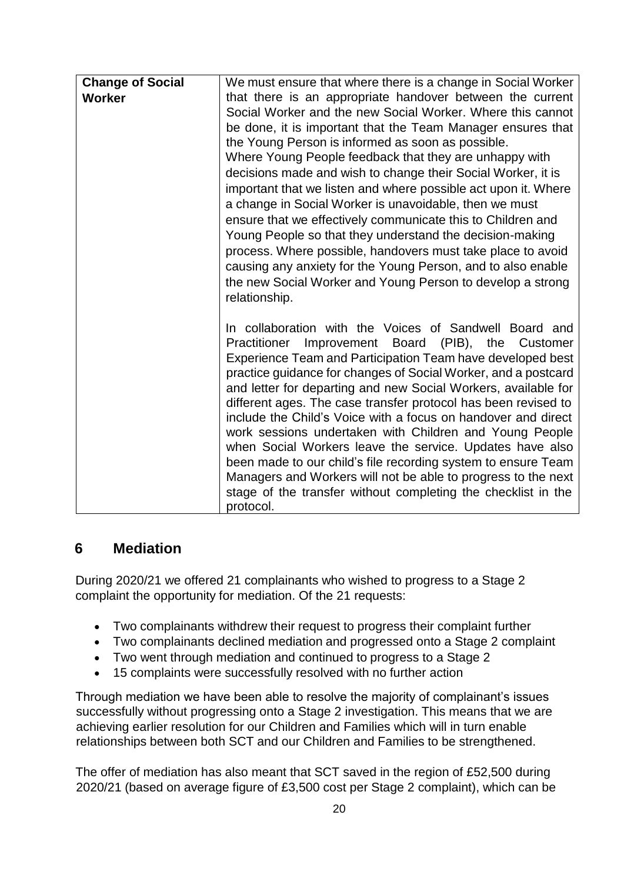| Change of Social Worker | We must ensure that where there is a change in Social Worker that there is an appropriate handover between the current Social Worker and the new Social Worker. Where this cannot be done, it is important that the Team Manager ensures that the Young Person is informed as soon as possible. Where Young People feedback that they are unhappy with decisions made and wish to change their Social Worker, it is important that we listen and where possible act upon it. Where a change in Social Worker is unavoidable, then we must ensure that we effectively communicate this to Children and Young People so that they understand the decision-making process. Where possible, handovers must take place to avoid causing any anxiety for the Young Person, and to also enable the new Social Worker and Young Person to develop a strong relationship.<br><br>In collaboration with the Voices of Sandwell Board and Practitioner Improvement Board (PIB), the Customer Experience Team and Participation Team have developed best practice guidance for changes of Social Worker, and a postcard and letter for departing and new Social Workers, available for different ages. The case transfer protocol has been revised to include the Child's Voice with a focus on handover and direct work sessions undertaken with Children and Young People when Social Workers leave the service. Updates have also been made to our child's file recording system to ensure Team Managers and Workers will not be able to progress to the next stage of the transfer without completing the checklist in the protocol. |
|---|---|

## 6 Mediation

During 2020/21 we offered 21 complainants who wished to progress to a Stage 2 complaint the opportunity for mediation. Of the 21 requests:

- Two complainants withdrew their request to progress their complaint further
- Two complainants declined mediation and progressed onto a Stage 2 complaint
- Two went through mediation and continued to progress to a Stage 2
- 15 complaints were successfully resolved with no further action

Through mediation we have been able to resolve the majority of complainant's issues successfully without progressing onto a Stage 2 investigation. This means that we are achieving earlier resolution for our Children and Families which will in turn enable relationships between both SCT and our Children and Families to be strengthened.

The offer of mediation has also meant that SCT saved in the region of £52,500 during 2020/21 (based on average figure of £3,500 cost per Stage 2 complaint), which can be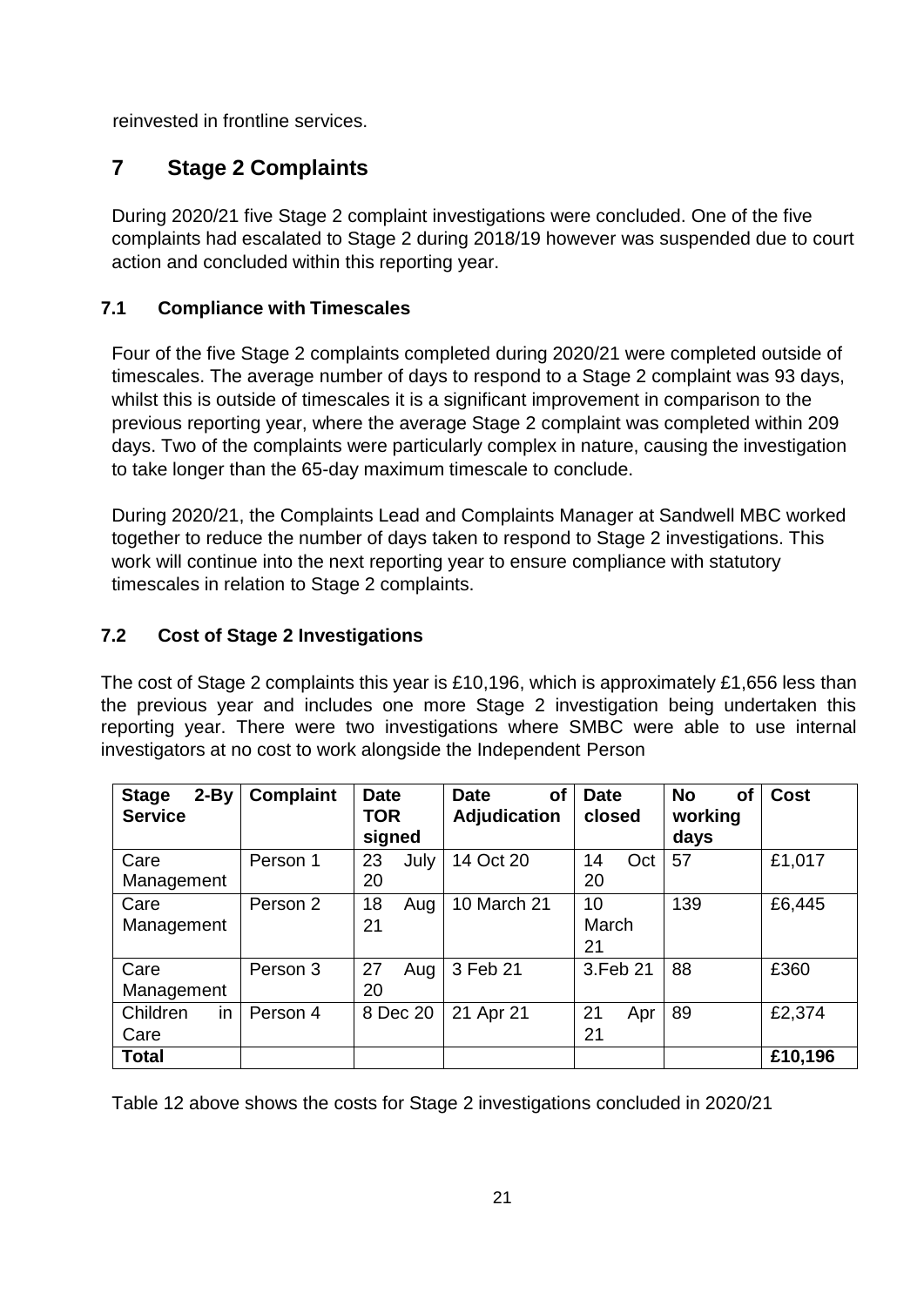reinvested in frontline services.

## 7 Stage 2 Complaints

During 2020/21 five Stage 2 complaint investigations were concluded. One of the five complaints had escalated to Stage 2 during 2018/19 however was suspended due to court action and concluded within this reporting year.

### 7.1 Compliance with Timescales

Four of the five Stage 2 complaints completed during 2020/21 were completed outside of timescales. The average number of days to respond to a Stage 2 complaint was 93 days, whilst this is outside of timescales it is a significant improvement in comparison to the previous reporting year, where the average Stage 2 complaint was completed within 209 days. Two of the complaints were particularly complex in nature, causing the investigation to take longer than the 65-day maximum timescale to conclude.

During 2020/21, the Complaints Lead and Complaints Manager at Sandwell MBC worked together to reduce the number of days taken to respond to Stage 2 investigations. This work will continue into the next reporting year to ensure compliance with statutory timescales in relation to Stage 2 complaints.

### 7.2 Cost of Stage 2 Investigations

The cost of Stage 2 complaints this year is £10,196, which is approximately £1,656 less than the previous year and includes one more Stage 2 investigation being undertaken this reporting year. There were two investigations where SMBC were able to use internal investigators at no cost to work alongside the Independent Person

| Stage 2-By Service | Complaint | Date TOR signed | Date of Adjudication | Date closed | No of working days | Cost |
|---|---|---|---|---|---|---|
| Care Management | Person 1 | 23 July 20 | 14 Oct 20 | 14 Oct 20 | 57 | £1,017 |
| Care Management | Person 2 | 18 Aug 21 | 10 March 21 | 10 March 21 | 139 | £6,445 |
| Care Management | Person 3 | 27 Aug 20 | 3 Feb 21 | 3.Feb 21 | 88 | £360 |
| Children in Care | Person 4 | 8 Dec 20 | 21 Apr 21 | 21 Apr 21 | 89 | £2,374 |
| **Total** | | | | | | **£10,196** |

Table 12 above shows the costs for Stage 2 investigations concluded in 2020/21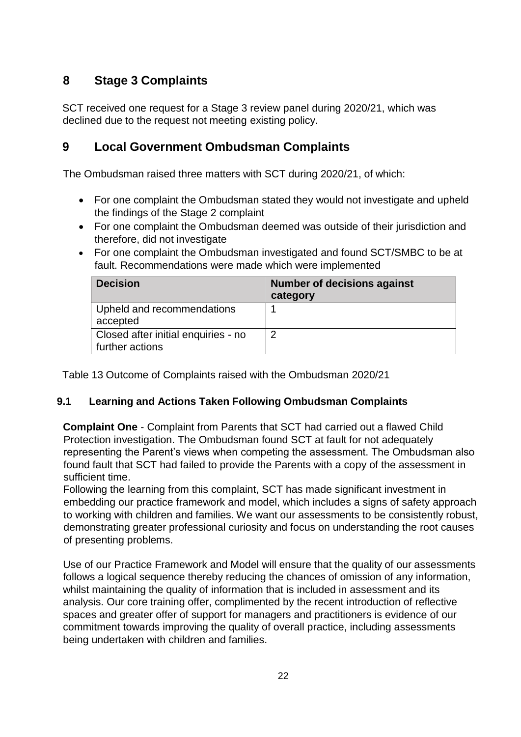## 8 Stage 3 Complaints

SCT received one request for a Stage 3 review panel during 2020/21, which was declined due to the request not meeting existing policy.

## 9 Local Government Ombudsman Complaints

The Ombudsman raised three matters with SCT during 2020/21, of which:

- For one complaint the Ombudsman stated they would not investigate and upheld the findings of the Stage 2 complaint
- For one complaint the Ombudsman deemed was outside of their jurisdiction and therefore, did not investigate
- For one complaint the Ombudsman investigated and found SCT/SMBC to be at fault. Recommendations were made which were implemented

| Decision | Number of decisions against category |
| --- | --- |
| Upheld and recommendations accepted | 1 |
| Closed after initial enquiries - no further actions | 2 |

Table 13 Outcome of Complaints raised with the Ombudsman 2020/21

### 9.1 Learning and Actions Taken Following Ombudsman Complaints

**Complaint One** - Complaint from Parents that SCT had carried out a flawed Child Protection investigation. The Ombudsman found SCT at fault for not adequately representing the Parent's views when competing the assessment. The Ombudsman also found fault that SCT had failed to provide the Parents with a copy of the assessment in sufficient time.
Following the learning from this complaint, SCT has made significant investment in embedding our practice framework and model, which includes a signs of safety approach to working with children and families. We want our assessments to be consistently robust, demonstrating greater professional curiosity and focus on understanding the root causes of presenting problems.

Use of our Practice Framework and Model will ensure that the quality of our assessments follows a logical sequence thereby reducing the chances of omission of any information, whilst maintaining the quality of information that is included in assessment and its analysis. Our core training offer, complimented by the recent introduction of reflective spaces and greater offer of support for managers and practitioners is evidence of our commitment towards improving the quality of overall practice, including assessments being undertaken with children and families.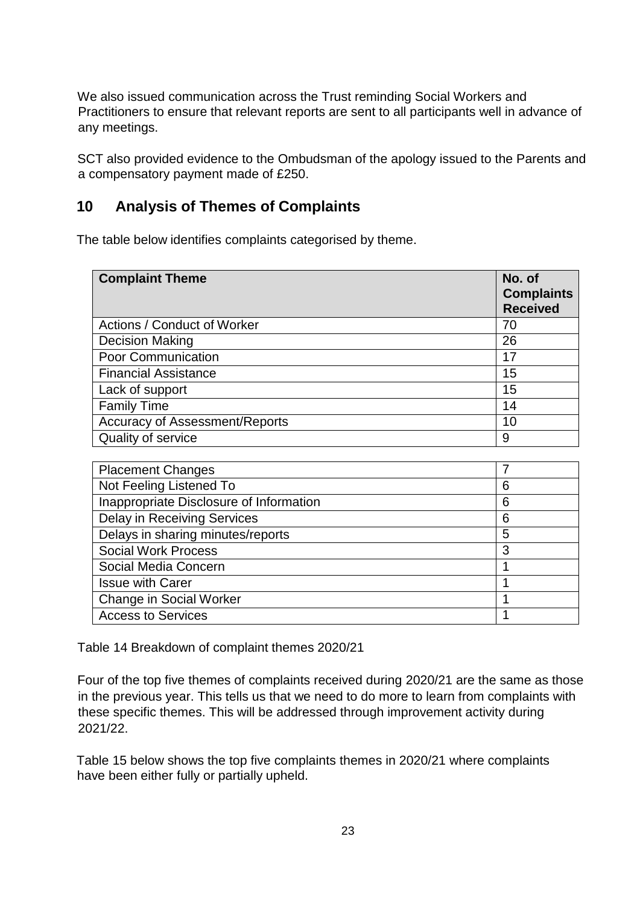We also issued communication across the Trust reminding Social Workers and Practitioners to ensure that relevant reports are sent to all participants well in advance of any meetings.

SCT also provided evidence to the Ombudsman of the apology issued to the Parents and a compensatory payment made of £250.

## 10 Analysis of Themes of Complaints

The table below identifies complaints categorised by theme.

| Complaint Theme | No. of Complaints Received |
|---|---|
| Actions / Conduct of Worker | 70 |
| Decision Making | 26 |
| Poor Communication | 17 |
| Financial Assistance | 15 |
| Lack of support | 15 |
| Family Time | 14 |
| Accuracy of Assessment/Reports | 10 |
| Quality of service | 9 |
| Placement Changes | 7 |
| Not Feeling Listened To | 6 |
| Inappropriate Disclosure of Information | 6 |
| Delay in Receiving Services | 6 |
| Delays in sharing minutes/reports | 5 |
| Social Work Process | 3 |
| Social Media Concern | 1 |
| Issue with Carer | 1 |
| Change in Social Worker | 1 |
| Access to Services | 1 |

Table 14 Breakdown of complaint themes 2020/21

Four of the top five themes of complaints received during 2020/21 are the same as those in the previous year. This tells us that we need to do more to learn from complaints with these specific themes. This will be addressed through improvement activity during 2021/22.

Table 15 below shows the top five complaints themes in 2020/21 where complaints have been either fully or partially upheld.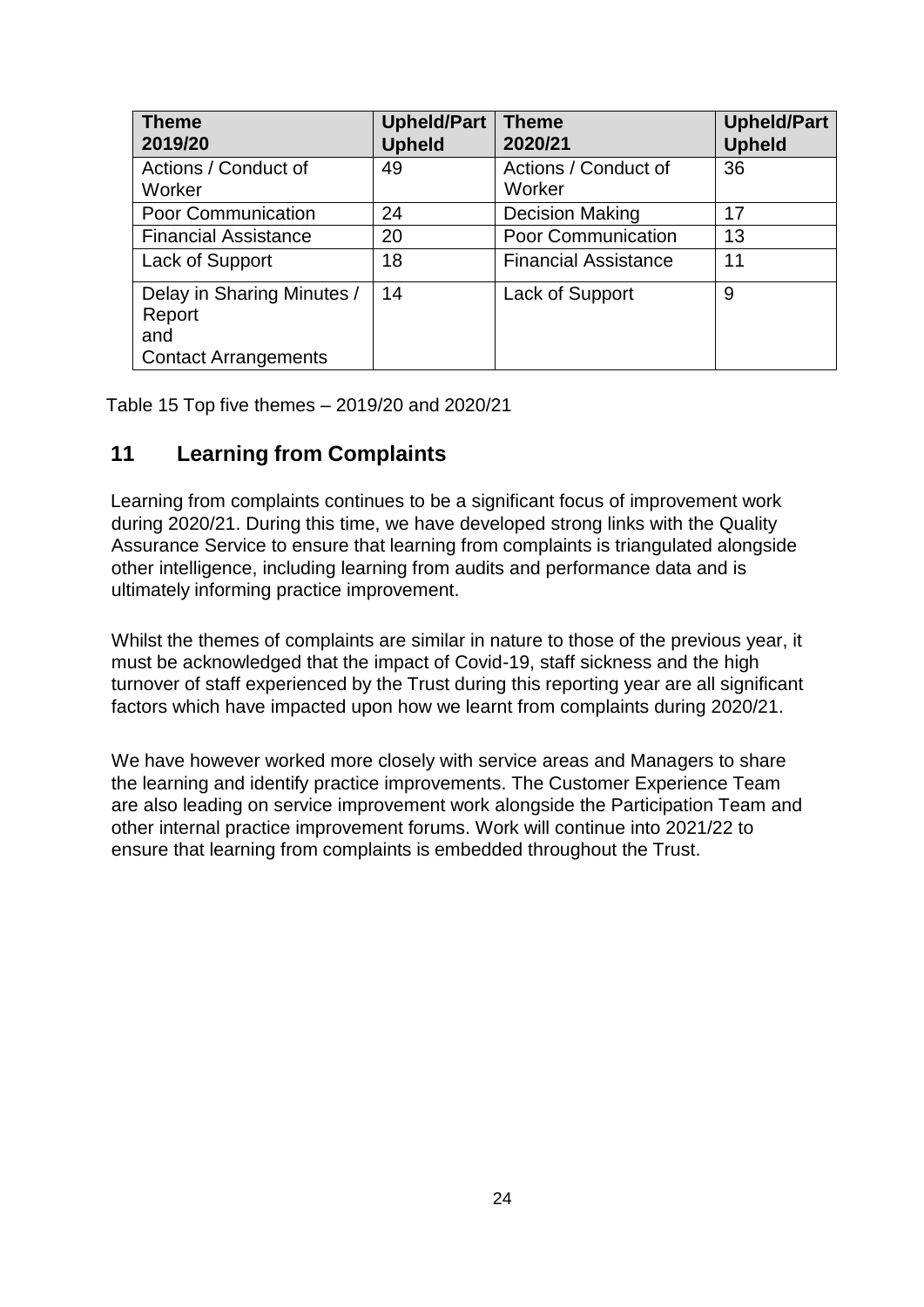| Theme 2019/20 | Upheld/Part Upheld | Theme 2020/21 | Upheld/Part Upheld |
|---|---|---|---|
| Actions / Conduct of Worker | 49 | Actions / Conduct of Worker | 36 |
| Poor Communication | 24 | Decision Making | 17 |
| Financial Assistance | 20 | Poor Communication | 13 |
| Lack of Support | 18 | Financial Assistance | 11 |
| Delay in Sharing Minutes / Report and Contact Arrangements | 14 | Lack of Support | 9 |

Table 15 Top five themes – 2019/20 and 2020/21

## 11 Learning from Complaints

Learning from complaints continues to be a significant focus of improvement work during 2020/21. During this time, we have developed strong links with the Quality Assurance Service to ensure that learning from complaints is triangulated alongside other intelligence, including learning from audits and performance data and is ultimately informing practice improvement.

Whilst the themes of complaints are similar in nature to those of the previous year, it must be acknowledged that the impact of Covid-19, staff sickness and the high turnover of staff experienced by the Trust during this reporting year are all significant factors which have impacted upon how we learnt from complaints during 2020/21.

We have however worked more closely with service areas and Managers to share the learning and identify practice improvements. The Customer Experience Team are also leading on service improvement work alongside the Participation Team and other internal practice improvement forums. Work will continue into 2021/22 to ensure that learning from complaints is embedded throughout the Trust.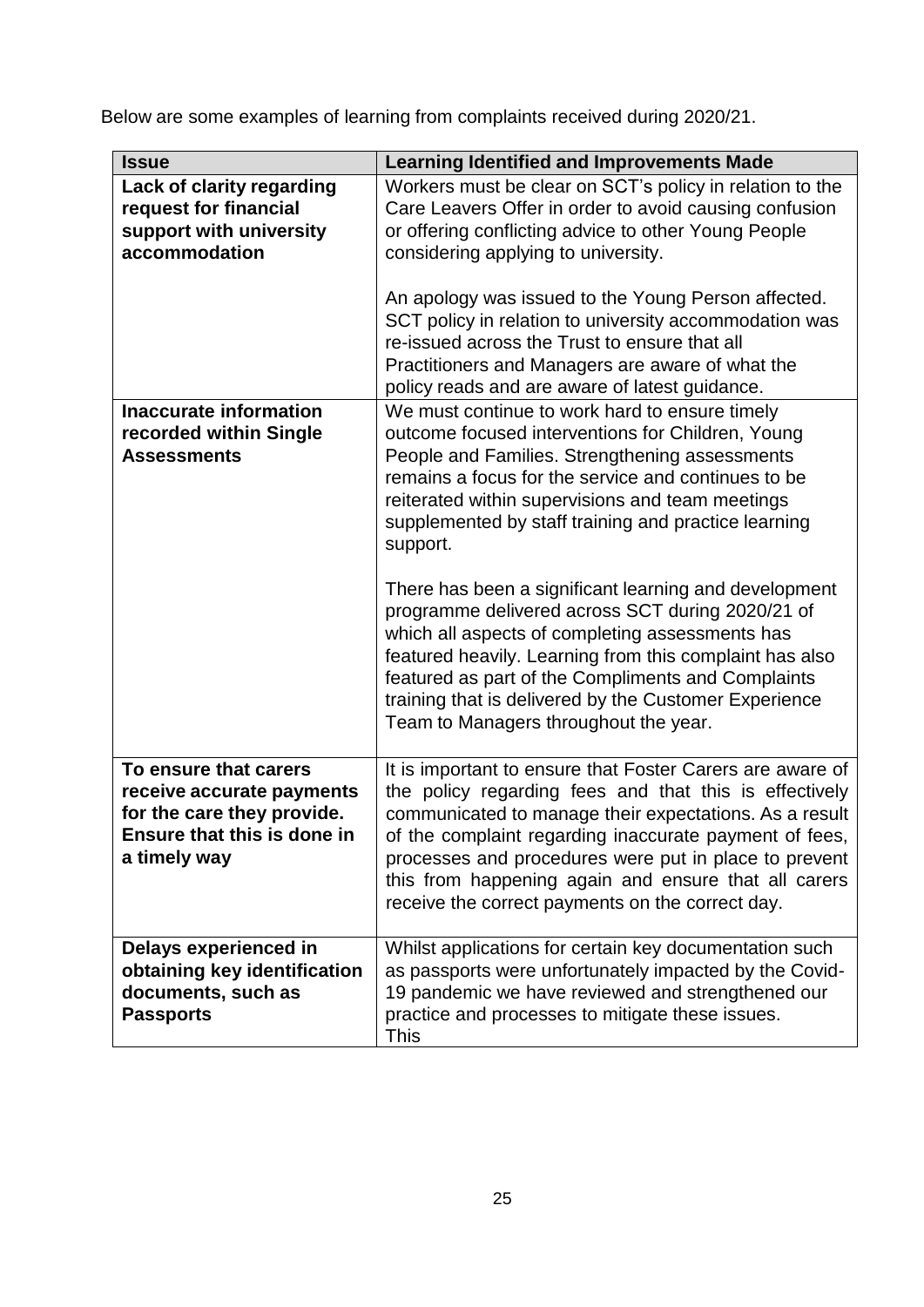Below are some examples of learning from complaints received during 2020/21.

| Issue | Learning Identified and Improvements Made |
|---|---|
| **Lack of clarity regarding request for financial support with university accommodation** | Workers must be clear on SCT's policy in relation to the Care Leavers Offer in order to avoid causing confusion or offering conflicting advice to other Young People considering applying to university.<br><br>An apology was issued to the Young Person affected. SCT policy in relation to university accommodation was re-issued across the Trust to ensure that all Practitioners and Managers are aware of what the policy reads and are aware of latest guidance. |
| **Inaccurate information recorded within Single Assessments** | We must continue to work hard to ensure timely outcome focused interventions for Children, Young People and Families. Strengthening assessments remains a focus for the service and continues to be reiterated within supervisions and team meetings supplemented by staff training and practice learning support.<br><br>There has been a significant learning and development programme delivered across SCT during 2020/21 of which all aspects of completing assessments has featured heavily. Learning from this complaint has also featured as part of the Compliments and Complaints training that is delivered by the Customer Experience Team to Managers throughout the year. |
| **To ensure that carers receive accurate payments for the care they provide. Ensure that this is done in a timely way** | It is important to ensure that Foster Carers are aware of the policy regarding fees and that this is effectively communicated to manage their expectations. As a result of the complaint regarding inaccurate payment of fees, processes and procedures were put in place to prevent this from happening again and ensure that all carers receive the correct payments on the correct day. |
| **Delays experienced in obtaining key identification documents, such as Passports** | Whilst applications for certain key documentation such as passports were unfortunately impacted by the Covid-19 pandemic we have reviewed and strengthened our practice and processes to mitigate these issues.<br>This |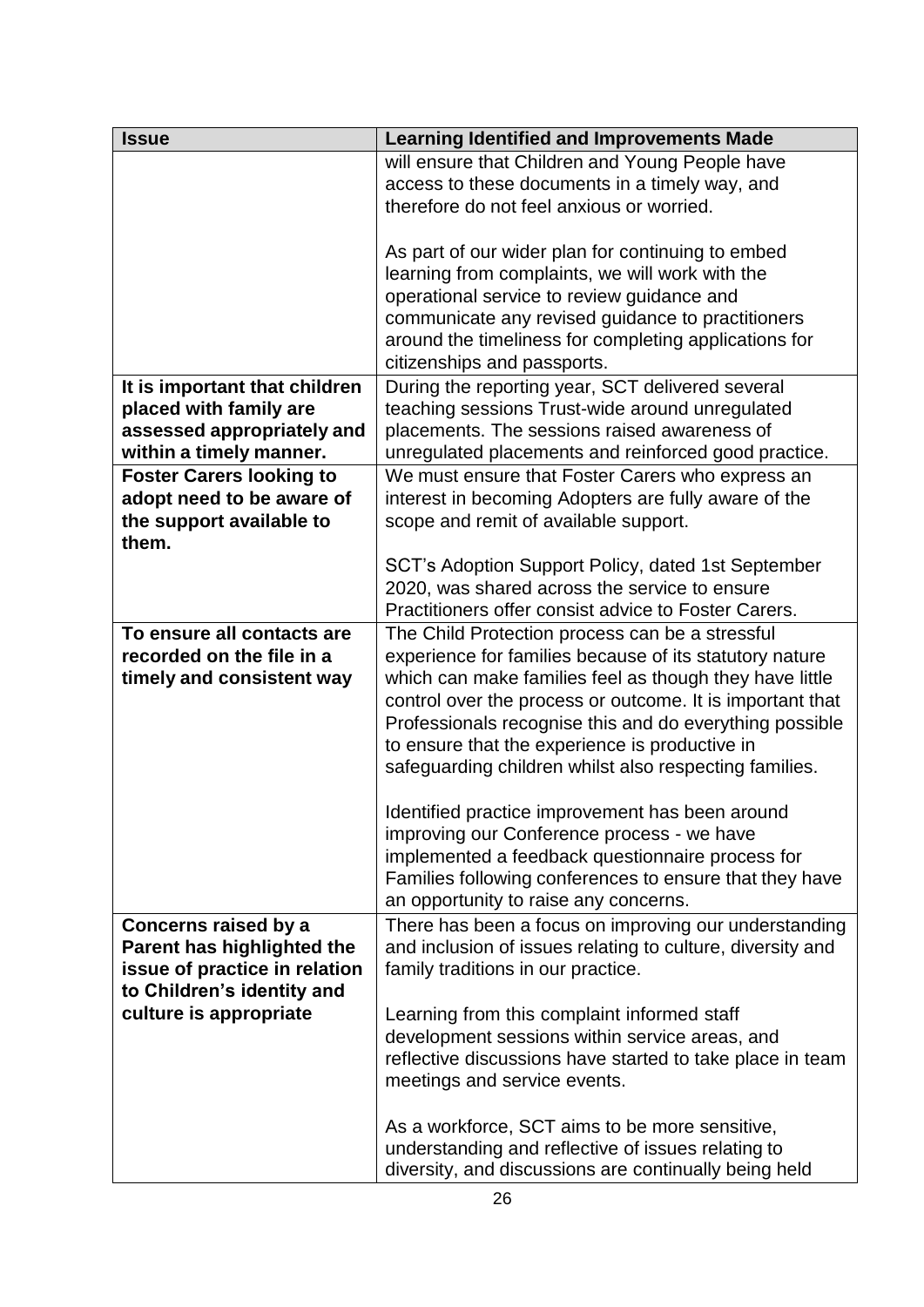| Issue | Learning Identified and Improvements Made |
| --- | --- |
| | will ensure that Children and Young People have access to these documents in a timely way, and therefore do not feel anxious or worried.<br><br>As part of our wider plan for continuing to embed learning from complaints, we will work with the operational service to review guidance and communicate any revised guidance to practitioners around the timeliness for completing applications for citizenships and passports. |
| **It is important that children placed with family are assessed appropriately and within a timely manner.** | During the reporting year, SCT delivered several teaching sessions Trust-wide around unregulated placements. The sessions raised awareness of unregulated placements and reinforced good practice. |
| **Foster Carers looking to adopt need to be aware of the support available to them.** | We must ensure that Foster Carers who express an interest in becoming Adopters are fully aware of the scope and remit of available support.<br><br>SCT's Adoption Support Policy, dated 1st September 2020, was shared across the service to ensure Practitioners offer consist advice to Foster Carers. |
| **To ensure all contacts are recorded on the file in a timely and consistent way** | The Child Protection process can be a stressful experience for families because of its statutory nature which can make families feel as though they have little control over the process or outcome. It is important that Professionals recognise this and do everything possible to ensure that the experience is productive in safeguarding children whilst also respecting families.<br><br>Identified practice improvement has been around improving our Conference process - we have implemented a feedback questionnaire process for Families following conferences to ensure that they have an opportunity to raise any concerns. |
| **Concerns raised by a Parent has highlighted the issue of practice in relation to Children's identity and culture is appropriate** | There has been a focus on improving our understanding and inclusion of issues relating to culture, diversity and family traditions in our practice.<br><br>Learning from this complaint informed staff development sessions within service areas, and reflective discussions have started to take place in team meetings and service events.<br><br>As a workforce, SCT aims to be more sensitive, understanding and reflective of issues relating to diversity, and discussions are continually being held |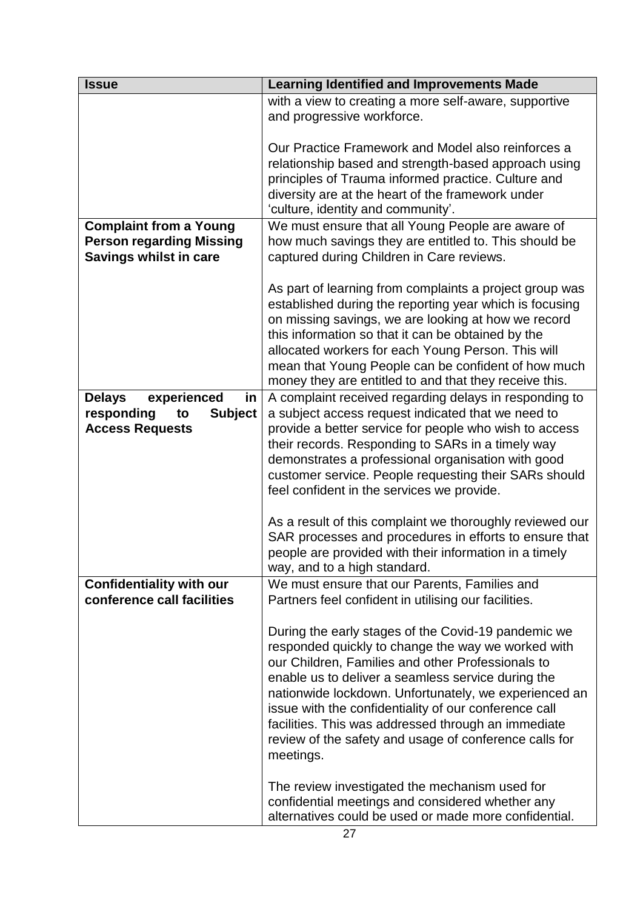| Issue | Learning Identified and Improvements Made |
| --- | --- |
| | with a view to creating a more self-aware, supportive and progressive workforce.<br><br>Our Practice Framework and Model also reinforces a relationship based and strength-based approach using principles of Trauma informed practice. Culture and diversity are at the heart of the framework under 'culture, identity and community'. |
| **Complaint from a Young Person regarding Missing Savings whilst in care** | We must ensure that all Young People are aware of how much savings they are entitled to. This should be captured during Children in Care reviews.<br><br>As part of learning from complaints a project group was established during the reporting year which is focusing on missing savings, we are looking at how we record this information so that it can be obtained by the allocated workers for each Young Person. This will mean that Young People can be confident of how much money they are entitled to and that they receive this. |
| **Delays experienced in responding to Subject Access Requests** | A complaint received regarding delays in responding to a subject access request indicated that we need to provide a better service for people who wish to access their records. Responding to SARs in a timely way demonstrates a professional organisation with good customer service. People requesting their SARs should feel confident in the services we provide.<br><br>As a result of this complaint we thoroughly reviewed our SAR processes and procedures in efforts to ensure that people are provided with their information in a timely way, and to a high standard. |
| **Confidentiality with our conference call facilities** | We must ensure that our Parents, Families and Partners feel confident in utilising our facilities.<br><br>During the early stages of the Covid-19 pandemic we responded quickly to change the way we worked with our Children, Families and other Professionals to enable us to deliver a seamless service during the nationwide lockdown. Unfortunately, we experienced an issue with the confidentiality of our conference call facilities. This was addressed through an immediate review of the safety and usage of conference calls for meetings.<br><br>The review investigated the mechanism used for confidential meetings and considered whether any alternatives could be used or made more confidential. |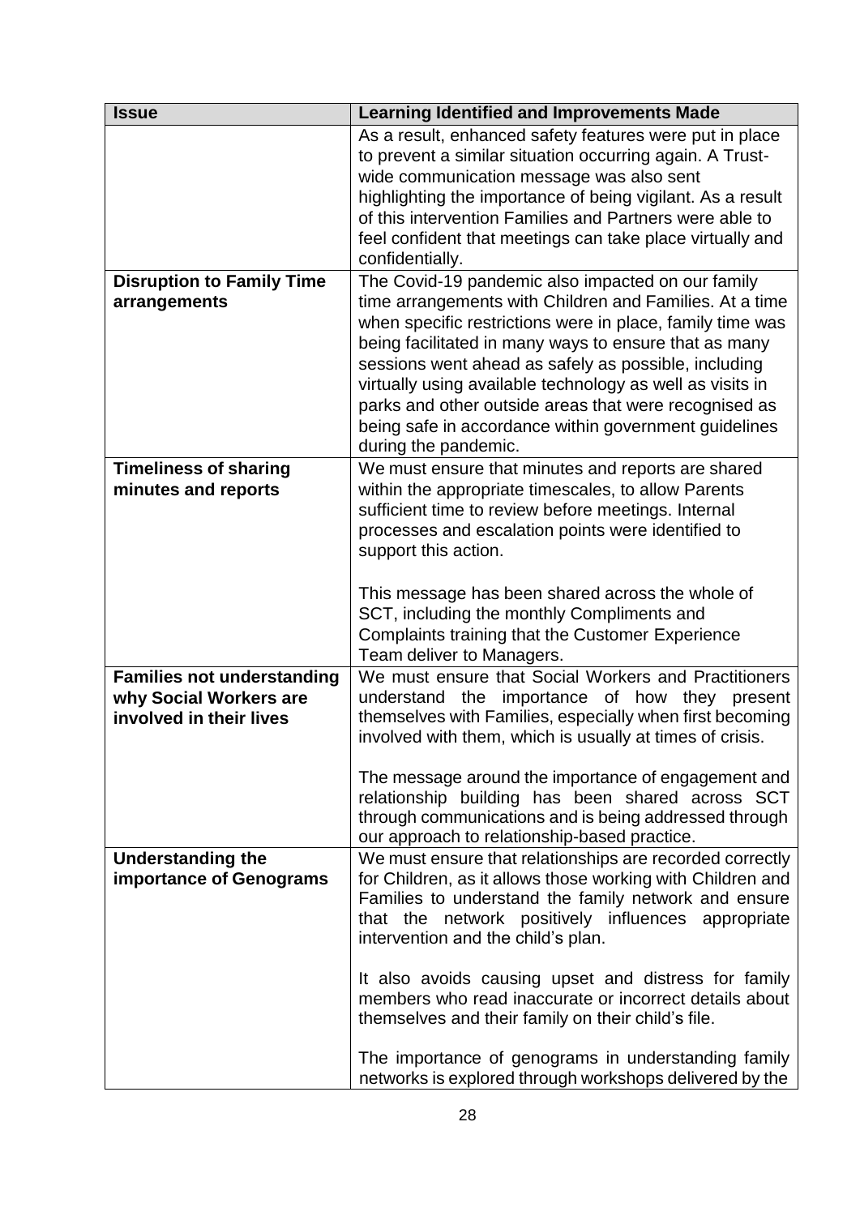| Issue | Learning Identified and Improvements Made |
|---|---|
| | As a result, enhanced safety features were put in place to prevent a similar situation occurring again. A Trust-wide communication message was also sent highlighting the importance of being vigilant. As a result of this intervention Families and Partners were able to feel confident that meetings can take place virtually and confidentially. |
| **Disruption to Family Time arrangements** | The Covid-19 pandemic also impacted on our family time arrangements with Children and Families. At a time when specific restrictions were in place, family time was being facilitated in many ways to ensure that as many sessions went ahead as safely as possible, including virtually using available technology as well as visits in parks and other outside areas that were recognised as being safe in accordance within government guidelines during the pandemic. |
| **Timeliness of sharing minutes and reports** | We must ensure that minutes and reports are shared within the appropriate timescales, to allow Parents sufficient time to review before meetings. Internal processes and escalation points were identified to support this action.<br><br>This message has been shared across the whole of SCT, including the monthly Compliments and Complaints training that the Customer Experience Team deliver to Managers. |
| **Families not understanding why Social Workers are involved in their lives** | We must ensure that Social Workers and Practitioners understand the importance of how they present themselves with Families, especially when first becoming involved with them, which is usually at times of crisis.<br><br>The message around the importance of engagement and relationship building has been shared across SCT through communications and is being addressed through our approach to relationship-based practice. |
| **Understanding the importance of Genograms** | We must ensure that relationships are recorded correctly for Children, as it allows those working with Children and Families to understand the family network and ensure that the network positively influences appropriate intervention and the child's plan.<br><br>It also avoids causing upset and distress for family members who read inaccurate or incorrect details about themselves and their family on their child's file.<br><br>The importance of genograms in understanding family networks is explored through workshops delivered by the |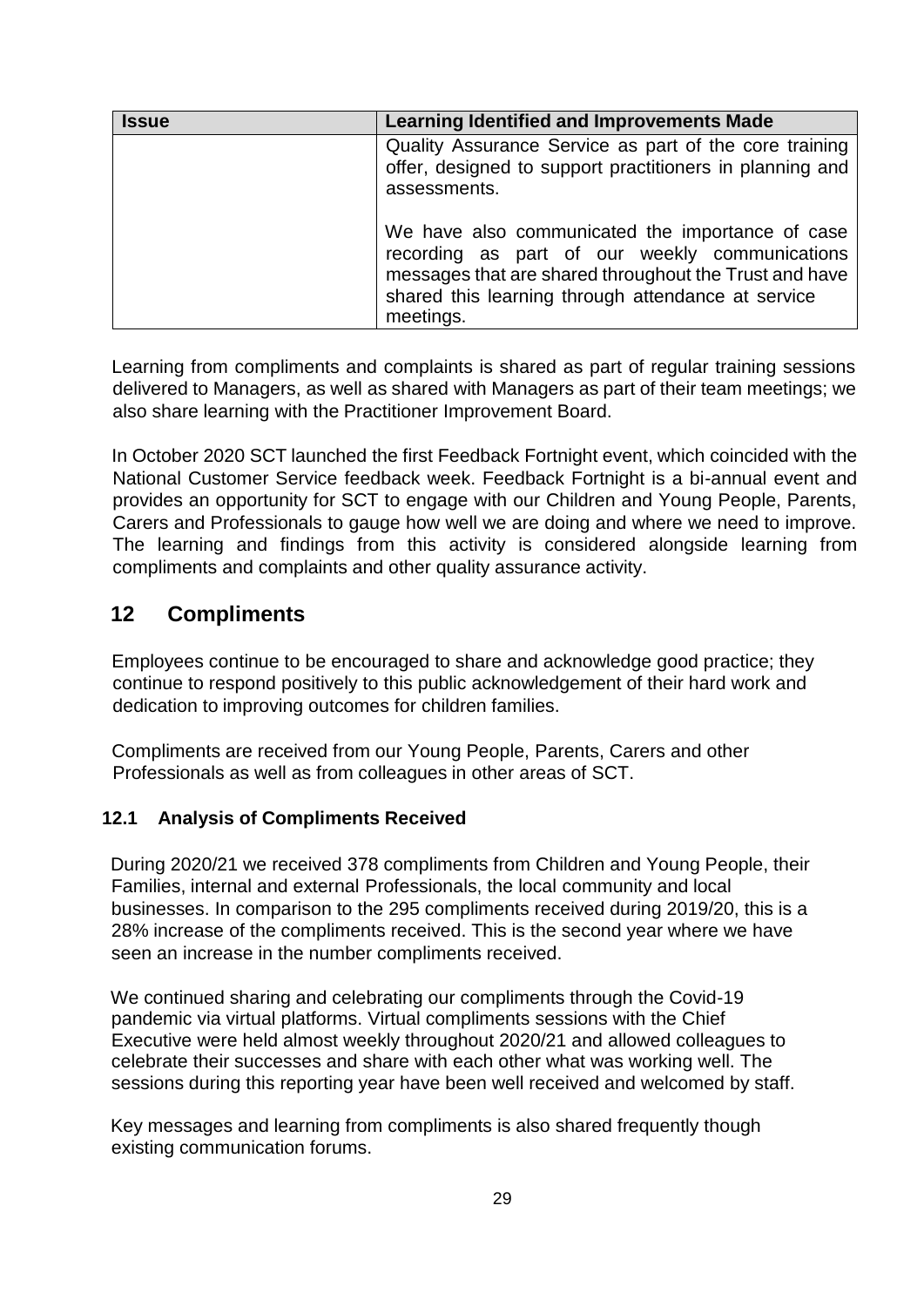| Issue | Learning Identified and Improvements Made |
| --- | --- |
| | Quality Assurance Service as part of the core training offer, designed to support practitioners in planning and assessments.<br><br>We have also communicated the importance of case recording as part of our weekly communications messages that are shared throughout the Trust and have shared this learning through attendance at service meetings. |

Learning from compliments and complaints is shared as part of regular training sessions delivered to Managers, as well as shared with Managers as part of their team meetings; we also share learning with the Practitioner Improvement Board.

In October 2020 SCT launched the first Feedback Fortnight event, which coincided with the National Customer Service feedback week. Feedback Fortnight is a bi-annual event and provides an opportunity for SCT to engage with our Children and Young People, Parents, Carers and Professionals to gauge how well we are doing and where we need to improve. The learning and findings from this activity is considered alongside learning from compliments and complaints and other quality assurance activity.

## 12 Compliments

Employees continue to be encouraged to share and acknowledge good practice; they continue to respond positively to this public acknowledgement of their hard work and dedication to improving outcomes for children families.

Compliments are received from our Young People, Parents, Carers and other Professionals as well as from colleagues in other areas of SCT.

### 12.1 Analysis of Compliments Received

During 2020/21 we received 378 compliments from Children and Young People, their Families, internal and external Professionals, the local community and local businesses. In comparison to the 295 compliments received during 2019/20, this is a 28% increase of the compliments received. This is the second year where we have seen an increase in the number compliments received.

We continued sharing and celebrating our compliments through the Covid-19 pandemic via virtual platforms. Virtual compliments sessions with the Chief Executive were held almost weekly throughout 2020/21 and allowed colleagues to celebrate their successes and share with each other what was working well. The sessions during this reporting year have been well received and welcomed by staff.

Key messages and learning from compliments is also shared frequently though existing communication forums.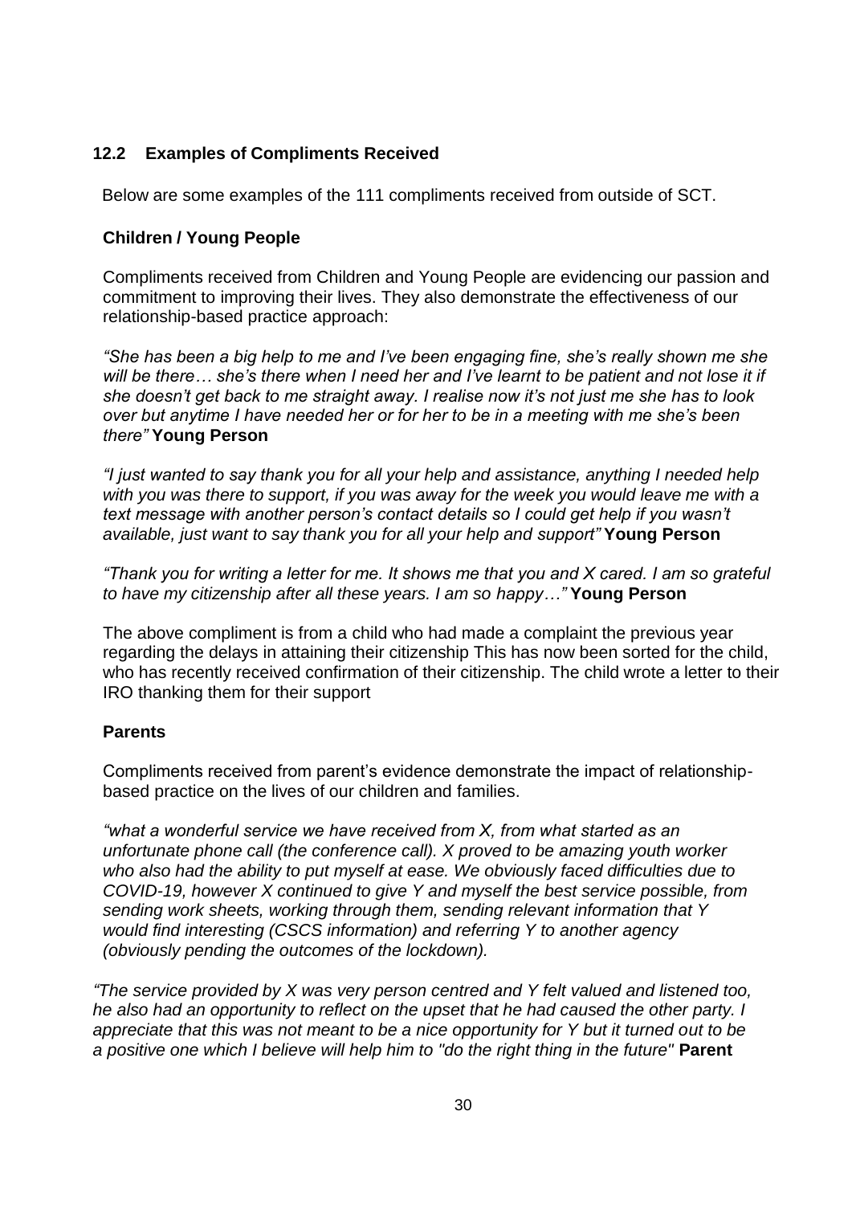### 12.2 Examples of Compliments Received

Below are some examples of the 111 compliments received from outside of SCT.

#### Children / Young People

Compliments received from Children and Young People are evidencing our passion and commitment to improving their lives. They also demonstrate the effectiveness of our relationship-based practice approach:

*"She has been a big help to me and I've been engaging fine, she's really shown me she will be there… she's there when I need her and I've learnt to be patient and not lose it if she doesn't get back to me straight away. I realise now it's not just me she has to look over but anytime I have needed her or for her to be in a meeting with me she's been there"* **Young Person**

*"I just wanted to say thank you for all your help and assistance, anything I needed help with you was there to support, if you was away for the week you would leave me with a text message with another person's contact details so I could get help if you wasn't available, just want to say thank you for all your help and support"* **Young Person**

*"Thank you for writing a letter for me. It shows me that you and X cared. I am so grateful to have my citizenship after all these years. I am so happy…"* **Young Person**

The above compliment is from a child who had made a complaint the previous year regarding the delays in attaining their citizenship This has now been sorted for the child, who has recently received confirmation of their citizenship. The child wrote a letter to their IRO thanking them for their support

#### Parents

Compliments received from parent's evidence demonstrate the impact of relationship-based practice on the lives of our children and families.

*"what a wonderful service we have received from X, from what started as an unfortunate phone call (the conference call). X proved to be amazing youth worker who also had the ability to put myself at ease. We obviously faced difficulties due to COVID-19, however X continued to give Y and myself the best service possible, from sending work sheets, working through them, sending relevant information that Y would find interesting (CSCS information) and referring Y to another agency (obviously pending the outcomes of the lockdown).*

*"The service provided by X was very person centred and Y felt valued and listened too, he also had an opportunity to reflect on the upset that he had caused the other party. I appreciate that this was not meant to be a nice opportunity for Y but it turned out to be a positive one which I believe will help him to "do the right thing in the future"* **Parent**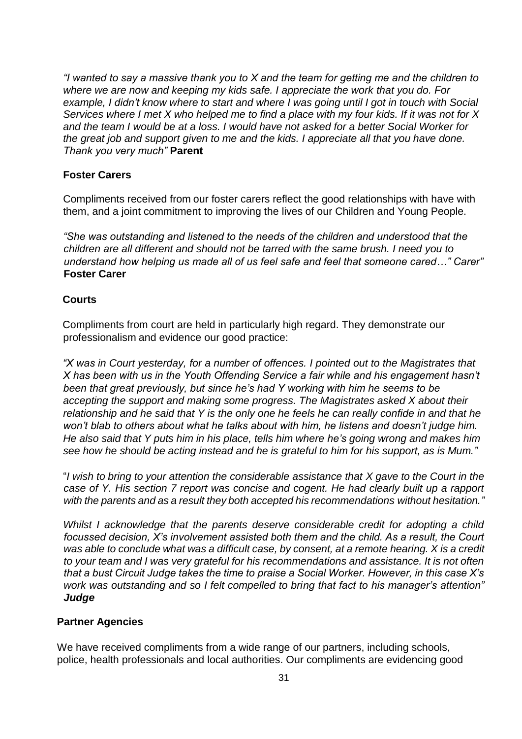*"I wanted to say a massive thank you to X and the team for getting me and the children to where we are now and keeping my kids safe. I appreciate the work that you do. For example, I didn't know where to start and where I was going until I got in touch with Social Services where I met X who helped me to find a place with my four kids. If it was not for X and the team I would be at a loss. I would have not asked for a better Social Worker for the great job and support given to me and the kids. I appreciate all that you have done. Thank you very much"* **Parent**

**Foster Carers**

Compliments received from our foster carers reflect the good relationships with have with them, and a joint commitment to improving the lives of our Children and Young People.

*"She was outstanding and listened to the needs of the children and understood that the children are all different and should not be tarred with the same brush. I need you to understand how helping us made all of us feel safe and feel that someone cared…" Carer"* **Foster Carer**

**Courts**

Compliments from court are held in particularly high regard. They demonstrate our professionalism and evidence our good practice:

*"X was in Court yesterday, for a number of offences. I pointed out to the Magistrates that X has been with us in the Youth Offending Service a fair while and his engagement hasn't been that great previously, but since he's had Y working with him he seems to be accepting the support and making some progress. The Magistrates asked X about their relationship and he said that Y is the only one he feels he can really confide in and that he won't blab to others about what he talks about with him, he listens and doesn't judge him. He also said that Y puts him in his place, tells him where he's going wrong and makes him see how he should be acting instead and he is grateful to him for his support, as is Mum."*

"*I wish to bring to your attention the considerable assistance that X gave to the Court in the case of Y. His section 7 report was concise and cogent. He had clearly built up a rapport with the parents and as a result they both accepted his recommendations without hesitation."*

*Whilst I acknowledge that the parents deserve considerable credit for adopting a child focussed decision, X's involvement assisted both them and the child. As a result, the Court was able to conclude what was a difficult case, by consent, at a remote hearing. X is a credit to your team and I was very grateful for his recommendations and assistance. It is not often that a bust Circuit Judge takes the time to praise a Social Worker. However, in this case X's work was outstanding and so I felt compelled to bring that fact to his manager's attention"* ***Judge***

**Partner Agencies**

We have received compliments from a wide range of our partners, including schools, police, health professionals and local authorities. Our compliments are evidencing good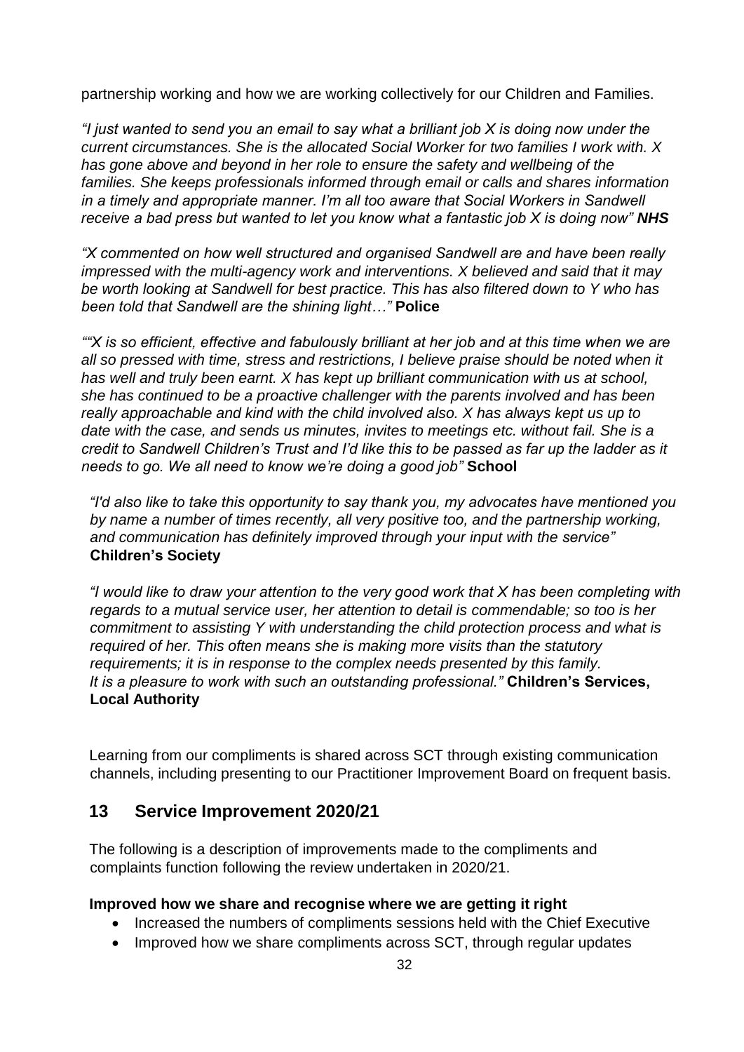partnership working and how we are working collectively for our Children and Families.

*"I just wanted to send you an email to say what a brilliant job X is doing now under the current circumstances. She is the allocated Social Worker for two families I work with. X has gone above and beyond in her role to ensure the safety and wellbeing of the families. She keeps professionals informed through email or calls and shares information in a timely and appropriate manner. I'm all too aware that Social Workers in Sandwell receive a bad press but wanted to let you know what a fantastic job X is doing now"* ***NHS***

*"X commented on how well structured and organised Sandwell are and have been really impressed with the multi-agency work and interventions. X believed and said that it may be worth looking at Sandwell for best practice. This has also filtered down to Y who has been told that Sandwell are the shining light…"* **Police**

*""X is so efficient, effective and fabulously brilliant at her job and at this time when we are all so pressed with time, stress and restrictions, I believe praise should be noted when it has well and truly been earnt. X has kept up brilliant communication with us at school, she has continued to be a proactive challenger with the parents involved and has been really approachable and kind with the child involved also. X has always kept us up to date with the case, and sends us minutes, invites to meetings etc. without fail. She is a credit to Sandwell Children's Trust and I'd like this to be passed as far up the ladder as it needs to go. We all need to know we're doing a good job"* **School**

*"I'd also like to take this opportunity to say thank you, my advocates have mentioned you by name a number of times recently, all very positive too, and the partnership working, and communication has definitely improved through your input with the service"* **Children's Society**

*"I would like to draw your attention to the very good work that X has been completing with regards to a mutual service user, her attention to detail is commendable; so too is her commitment to assisting Y with understanding the child protection process and what is required of her. This often means she is making more visits than the statutory requirements; it is in response to the complex needs presented by this family. It is a pleasure to work with such an outstanding professional."* **Children's Services, Local Authority**

Learning from our compliments is shared across SCT through existing communication channels, including presenting to our Practitioner Improvement Board on frequent basis.

## 13 Service Improvement 2020/21

The following is a description of improvements made to the compliments and complaints function following the review undertaken in 2020/21.

**Improved how we share and recognise where we are getting it right**

- Increased the numbers of compliments sessions held with the Chief Executive
- Improved how we share compliments across SCT, through regular updates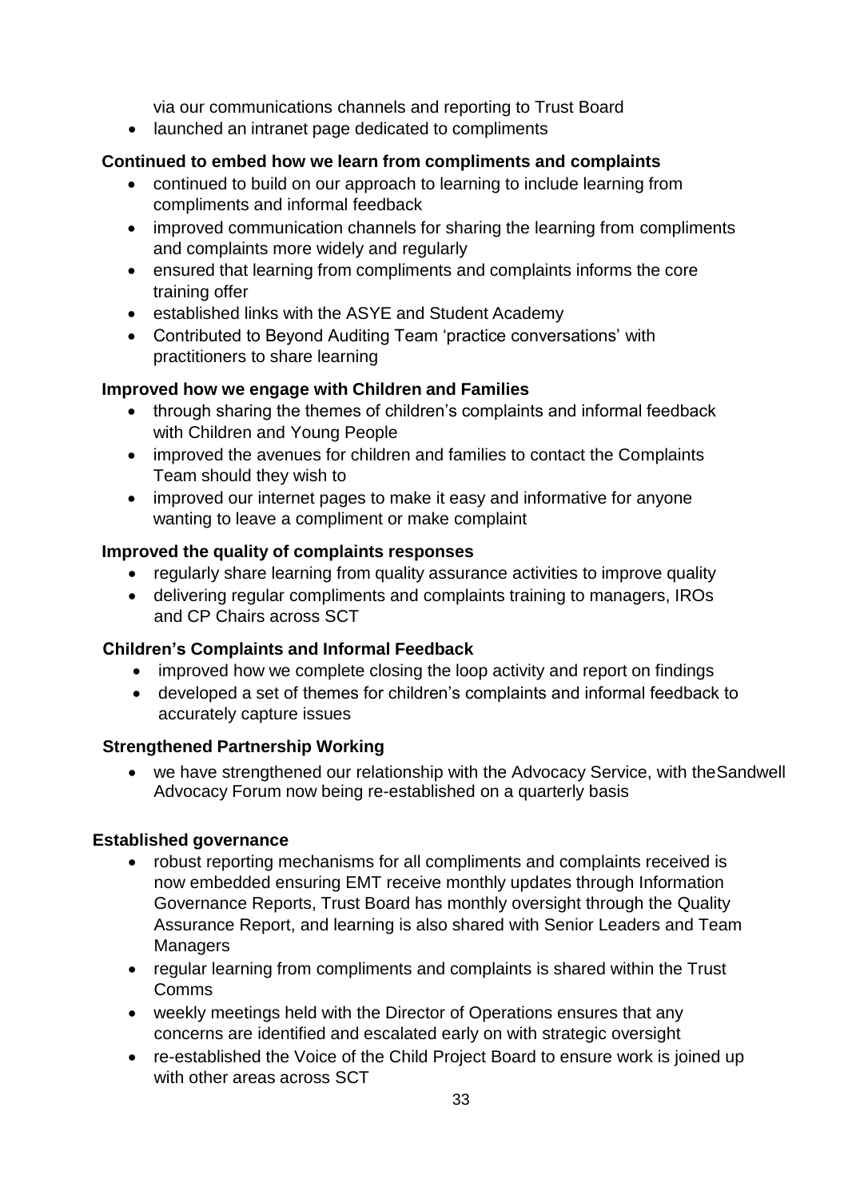via our communications channels and reporting to Trust Board

- launched an intranet page dedicated to compliments

**Continued to embed how we learn from compliments and complaints**

- continued to build on our approach to learning to include learning from compliments and informal feedback
- improved communication channels for sharing the learning from compliments and complaints more widely and regularly
- ensured that learning from compliments and complaints informs the core training offer
- established links with the ASYE and Student Academy
- Contributed to Beyond Auditing Team 'practice conversations' with practitioners to share learning

**Improved how we engage with Children and Families**

- through sharing the themes of children's complaints and informal feedback with Children and Young People
- improved the avenues for children and families to contact the Complaints Team should they wish to
- improved our internet pages to make it easy and informative for anyone wanting to leave a compliment or make complaint

**Improved the quality of complaints responses**

- regularly share learning from quality assurance activities to improve quality
- delivering regular compliments and complaints training to managers, IROs and CP Chairs across SCT

**Children's Complaints and Informal Feedback**

- improved how we complete closing the loop activity and report on findings
- developed a set of themes for children's complaints and informal feedback to accurately capture issues

**Strengthened Partnership Working**

- we have strengthened our relationship with the Advocacy Service, with theSandwell Advocacy Forum now being re-established on a quarterly basis

**Established governance**

- robust reporting mechanisms for all compliments and complaints received is now embedded ensuring EMT receive monthly updates through Information Governance Reports, Trust Board has monthly oversight through the Quality Assurance Report, and learning is also shared with Senior Leaders and Team Managers
- regular learning from compliments and complaints is shared within the Trust Comms
- weekly meetings held with the Director of Operations ensures that any concerns are identified and escalated early on with strategic oversight
- re-established the Voice of the Child Project Board to ensure work is joined up with other areas across SCT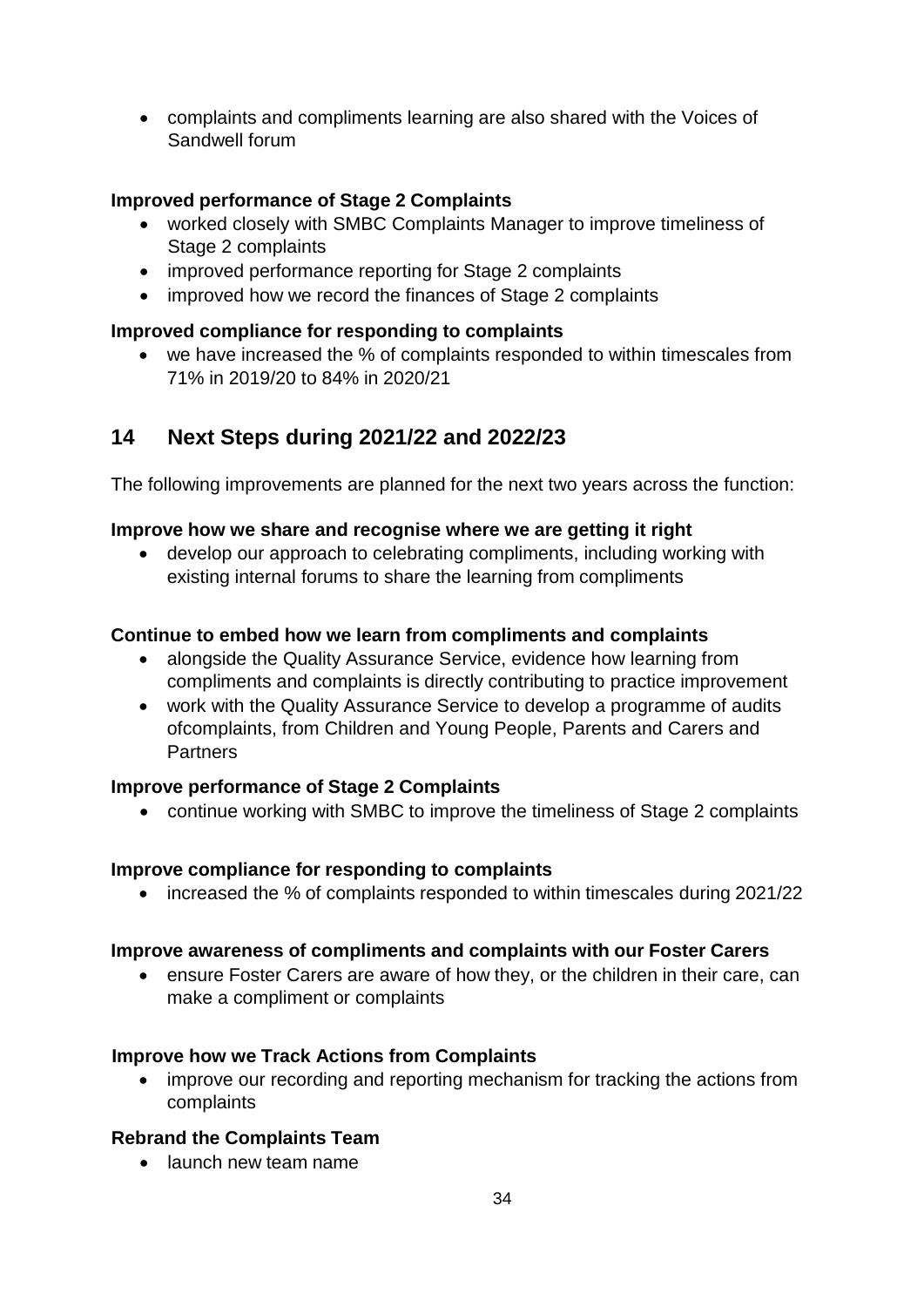- complaints and compliments learning are also shared with the Voices of Sandwell forum

**Improved performance of Stage 2 Complaints**

- worked closely with SMBC Complaints Manager to improve timeliness of Stage 2 complaints
- improved performance reporting for Stage 2 complaints
- improved how we record the finances of Stage 2 complaints

**Improved compliance for responding to complaints**

- we have increased the % of complaints responded to within timescales from 71% in 2019/20 to 84% in 2020/21

## 14 Next Steps during 2021/22 and 2022/23

The following improvements are planned for the next two years across the function:

**Improve how we share and recognise where we are getting it right**

- develop our approach to celebrating compliments, including working with existing internal forums to share the learning from compliments

**Continue to embed how we learn from compliments and complaints**

- alongside the Quality Assurance Service, evidence how learning from compliments and complaints is directly contributing to practice improvement
- work with the Quality Assurance Service to develop a programme of audits ofcomplaints, from Children and Young People, Parents and Carers and Partners

**Improve performance of Stage 2 Complaints**

- continue working with SMBC to improve the timeliness of Stage 2 complaints

**Improve compliance for responding to complaints**

- increased the % of complaints responded to within timescales during 2021/22

**Improve awareness of compliments and complaints with our Foster Carers**

- ensure Foster Carers are aware of how they, or the children in their care, can make a compliment or complaints

**Improve how we Track Actions from Complaints**

- improve our recording and reporting mechanism for tracking the actions from complaints

**Rebrand the Complaints Team**

- launch new team name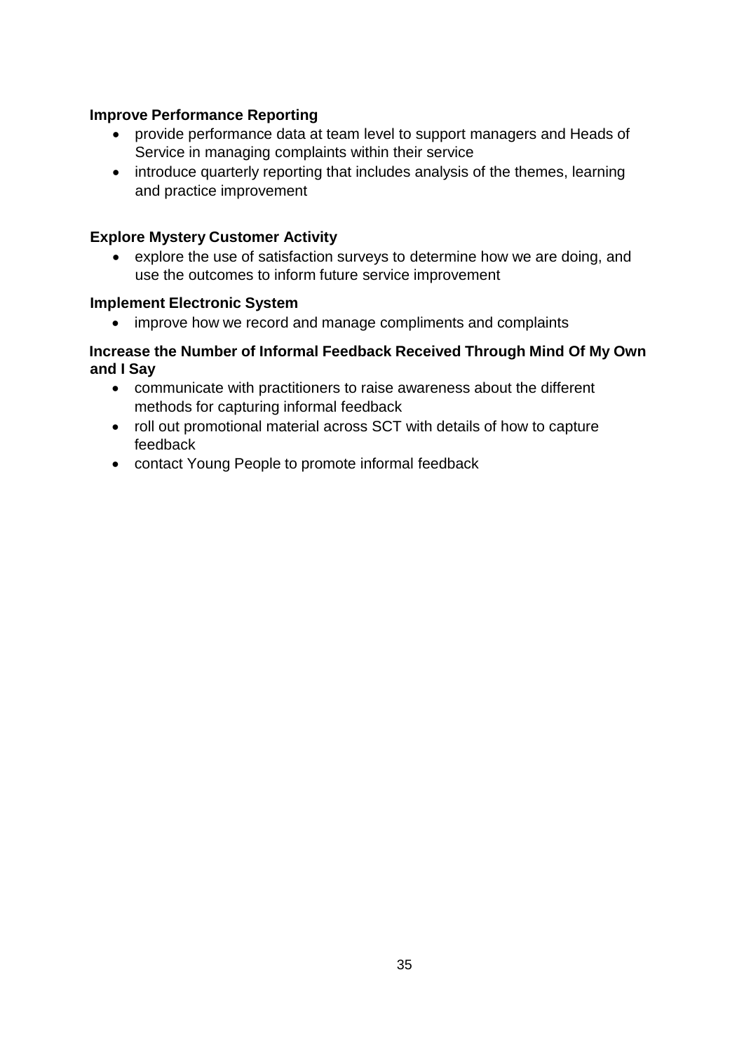**Improve Performance Reporting**

- provide performance data at team level to support managers and Heads of Service in managing complaints within their service
- introduce quarterly reporting that includes analysis of the themes, learning and practice improvement

**Explore Mystery Customer Activity**

- explore the use of satisfaction surveys to determine how we are doing, and use the outcomes to inform future service improvement

**Implement Electronic System**

- improve how we record and manage compliments and complaints

**Increase the Number of Informal Feedback Received Through Mind Of My Own and I Say**

- communicate with practitioners to raise awareness about the different methods for capturing informal feedback
- roll out promotional material across SCT with details of how to capture feedback
- contact Young People to promote informal feedback